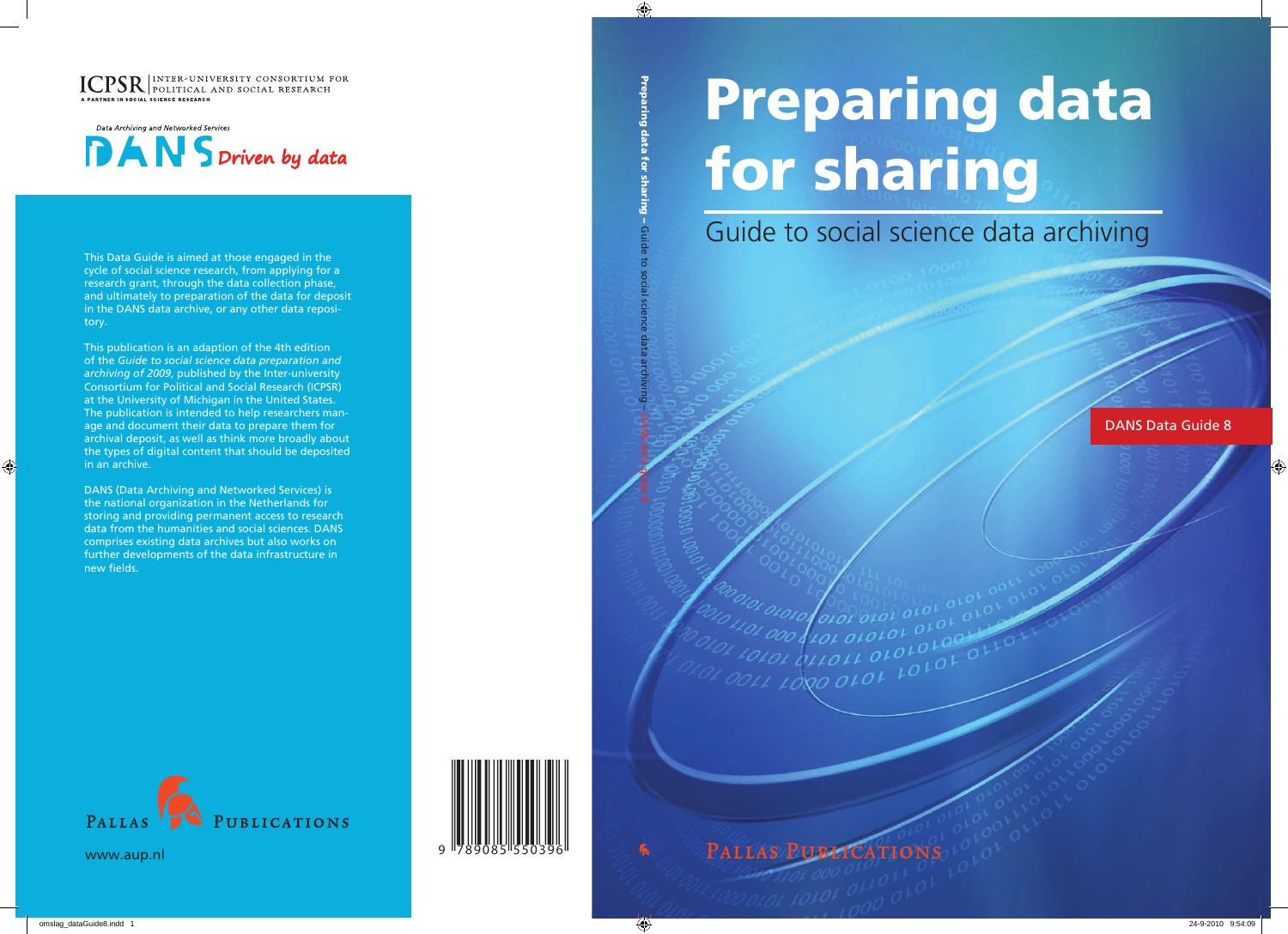# Preparing data for sharing

## Guide to social science data archiving

DANS Data Guide 8

Pallas Publications

ICPSR | INTER-UNIVERSITY CONSORTIUM FOR POLITICAL AND SOCIAL RESEARCH
A PARTNER IN SOCIAL SCIENCE RESEARCH

Data Archiving and Networked Services

DANS Driven by data

This Data Guide is aimed at those engaged in the cycle of social science research, from applying for a research grant, through the data collection phase, and ultimately to preparation of the data for deposit in the DANS data archive, or any other data repository.

This publication is an adaption of the 4th edition of the *Guide to social science data preparation and archiving of 2009*, published by the Inter-university Consortium for Political and Social Research (ICPSR) at the University of Michigan in the United States. The publication is intended to help researchers manage and document their data to prepare them for archival deposit, as well as think more broadly about the types of digital content that should be deposited in an archive.

DANS (Data Archiving and Networked Services) is the national organization in the Netherlands for storing and providing permanent access to research data from the humanities and social sciences. DANS comprises existing data archives but also works on further developments of the data infrastructure in new fields.

Pallas Publications

www.aup.nl

9 789085 550396

Preparing data for sharing – Guide to social science data archiving – DANS Data Guide 8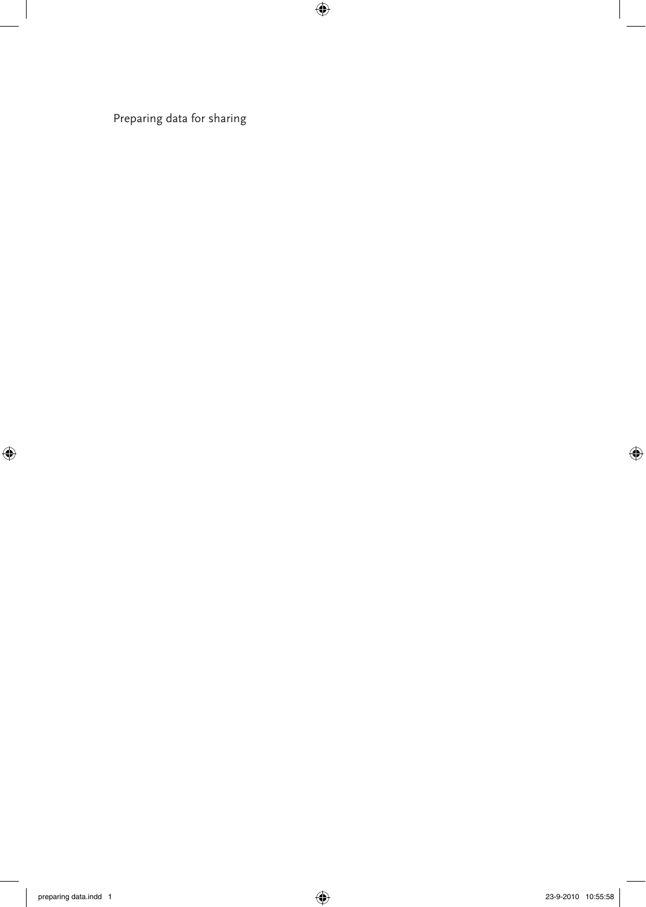Preparing data for sharing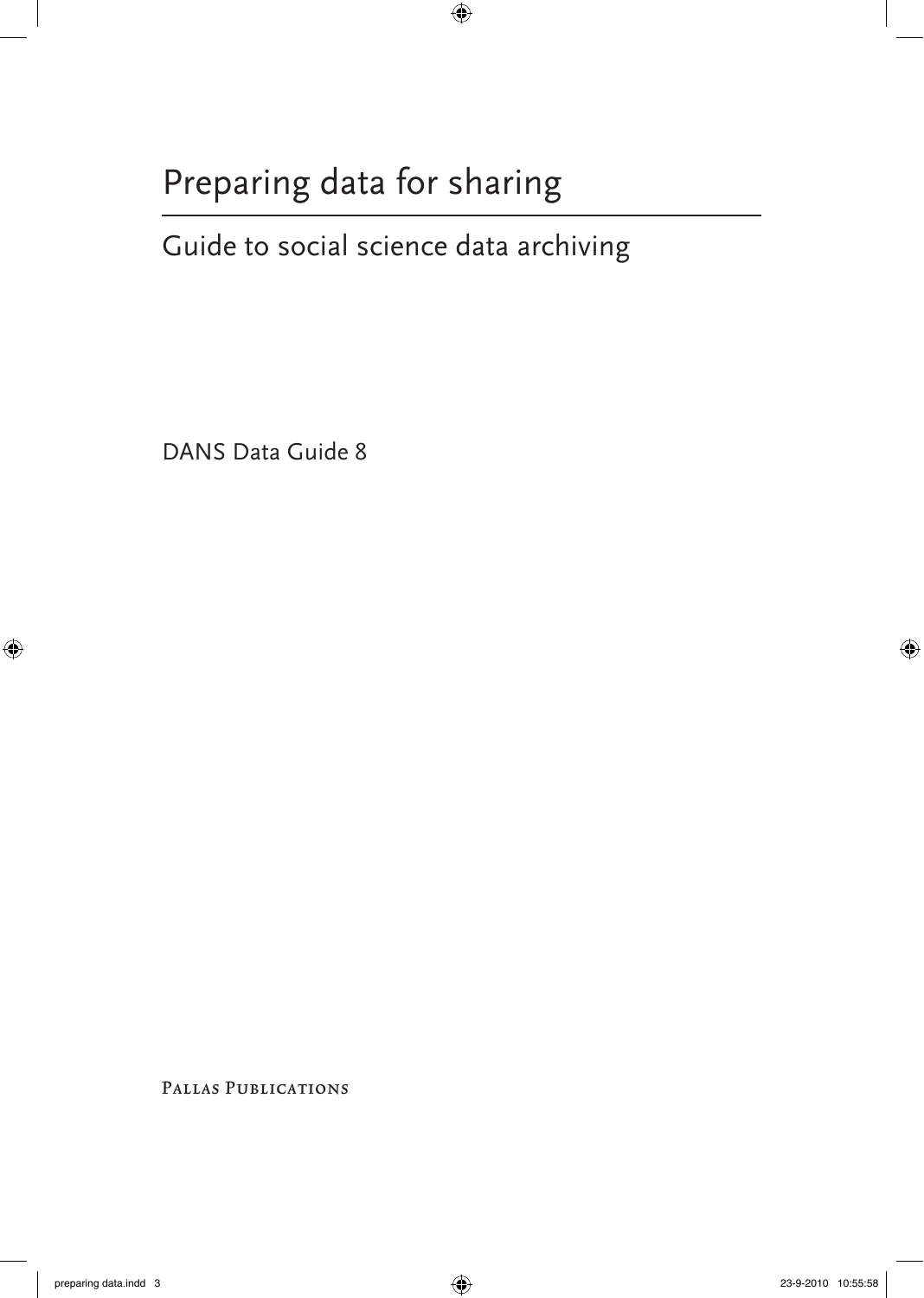# Preparing data for sharing

## Guide to social science data archiving

DANS Data Guide 8

Pallas Publications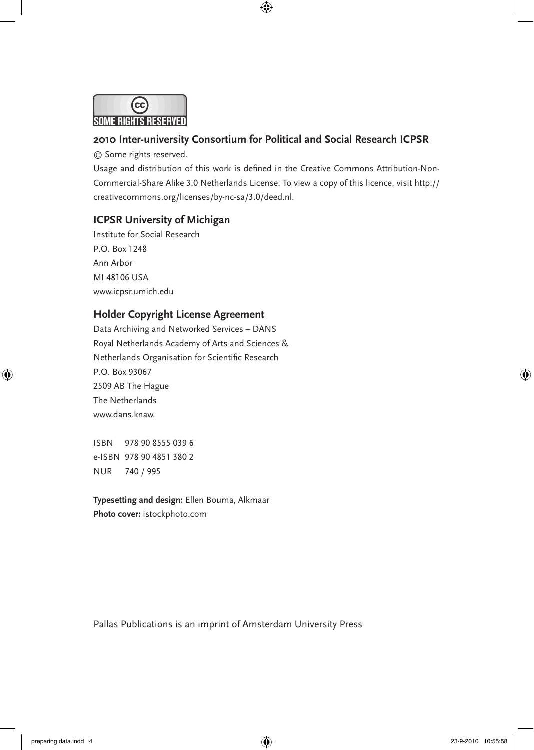SOME RIGHTS RESERVED

**2010 Inter-university Consortium for Political and Social Research ICPSR**

© Some rights reserved.

Usage and distribution of this work is defined in the Creative Commons Attribution-Non-Commercial-Share Alike 3.0 Netherlands License. To view a copy of this licence, visit http://creativecommons.org/licenses/by-nc-sa/3.0/deed.nl.

**ICPSR University of Michigan**

Institute for Social Research
P.O. Box 1248
Ann Arbor
MI 48106 USA
www.icpsr.umich.edu

**Holder Copyright License Agreement**

Data Archiving and Networked Services – DANS
Royal Netherlands Academy of Arts and Sciences &
Netherlands Organisation for Scientific Research
P.O. Box 93067
2509 AB The Hague
The Netherlands
www.dans.knaw.

ISBN 978 90 8555 039 6
e-ISBN 978 90 4851 380 2
NUR 740 / 995

**Typesetting and design:** Ellen Bouma, Alkmaar
**Photo cover:** istockphoto.com

Pallas Publications is an imprint of Amsterdam University Press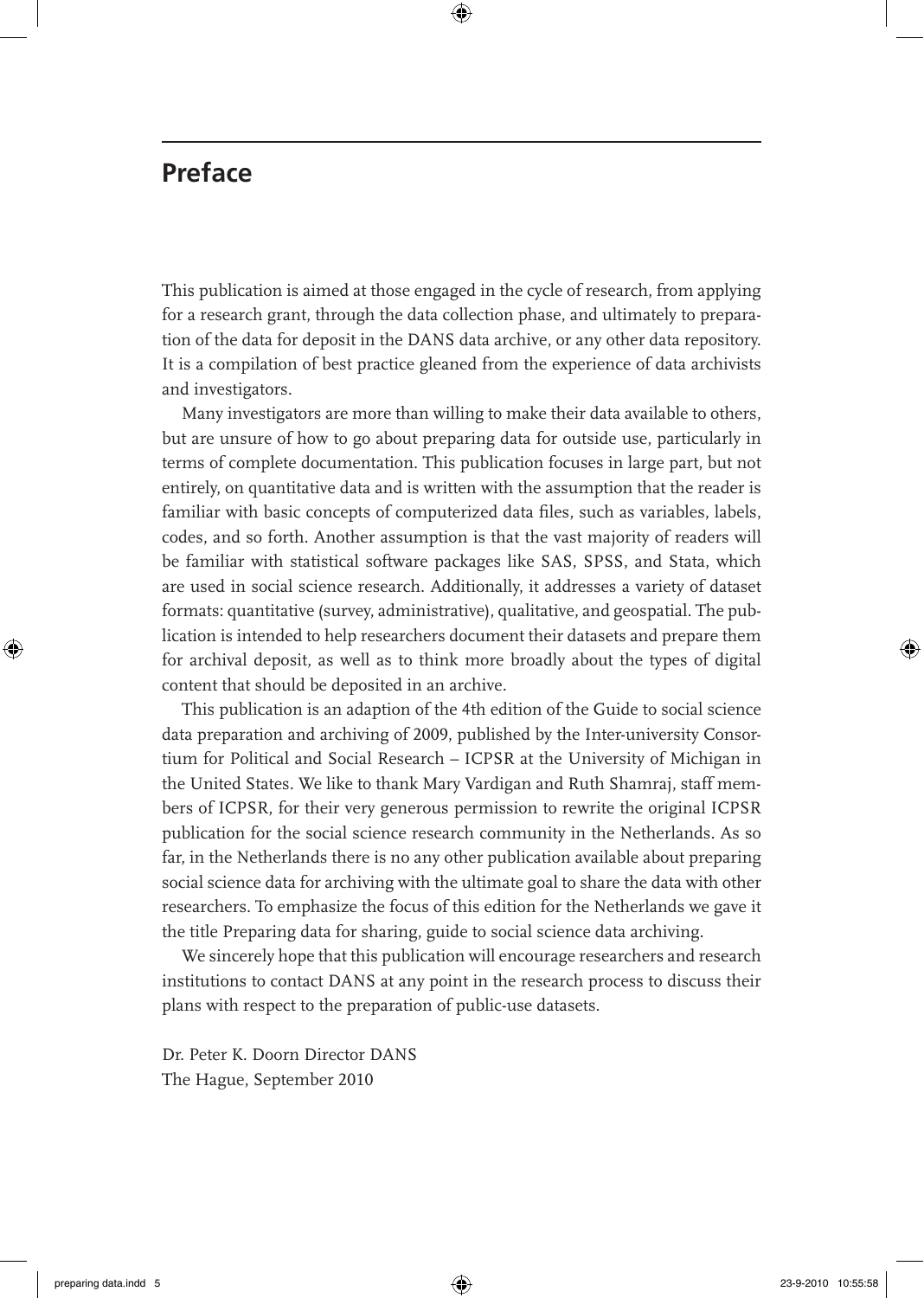# Preface

This publication is aimed at those engaged in the cycle of research, from applying for a research grant, through the data collection phase, and ultimately to preparation of the data for deposit in the DANS data archive, or any other data repository. It is a compilation of best practice gleaned from the experience of data archivists and investigators.

Many investigators are more than willing to make their data available to others, but are unsure of how to go about preparing data for outside use, particularly in terms of complete documentation. This publication focuses in large part, but not entirely, on quantitative data and is written with the assumption that the reader is familiar with basic concepts of computerized data files, such as variables, labels, codes, and so forth. Another assumption is that the vast majority of readers will be familiar with statistical software packages like SAS, SPSS, and Stata, which are used in social science research. Additionally, it addresses a variety of dataset formats: quantitative (survey, administrative), qualitative, and geospatial. The publication is intended to help researchers document their datasets and prepare them for archival deposit, as well as to think more broadly about the types of digital content that should be deposited in an archive.

This publication is an adaption of the 4th edition of the Guide to social science data preparation and archiving of 2009, published by the Inter-university Consortium for Political and Social Research – ICPSR at the University of Michigan in the United States. We like to thank Mary Vardigan and Ruth Shamraj, staff members of ICPSR, for their very generous permission to rewrite the original ICPSR publication for the social science research community in the Netherlands. As so far, in the Netherlands there is no any other publication available about preparing social science data for archiving with the ultimate goal to share the data with other researchers. To emphasize the focus of this edition for the Netherlands we gave it the title Preparing data for sharing, guide to social science data archiving.

We sincerely hope that this publication will encourage researchers and research institutions to contact DANS at any point in the research process to discuss their plans with respect to the preparation of public-use datasets.

Dr. Peter K. Doorn Director DANS
The Hague, September 2010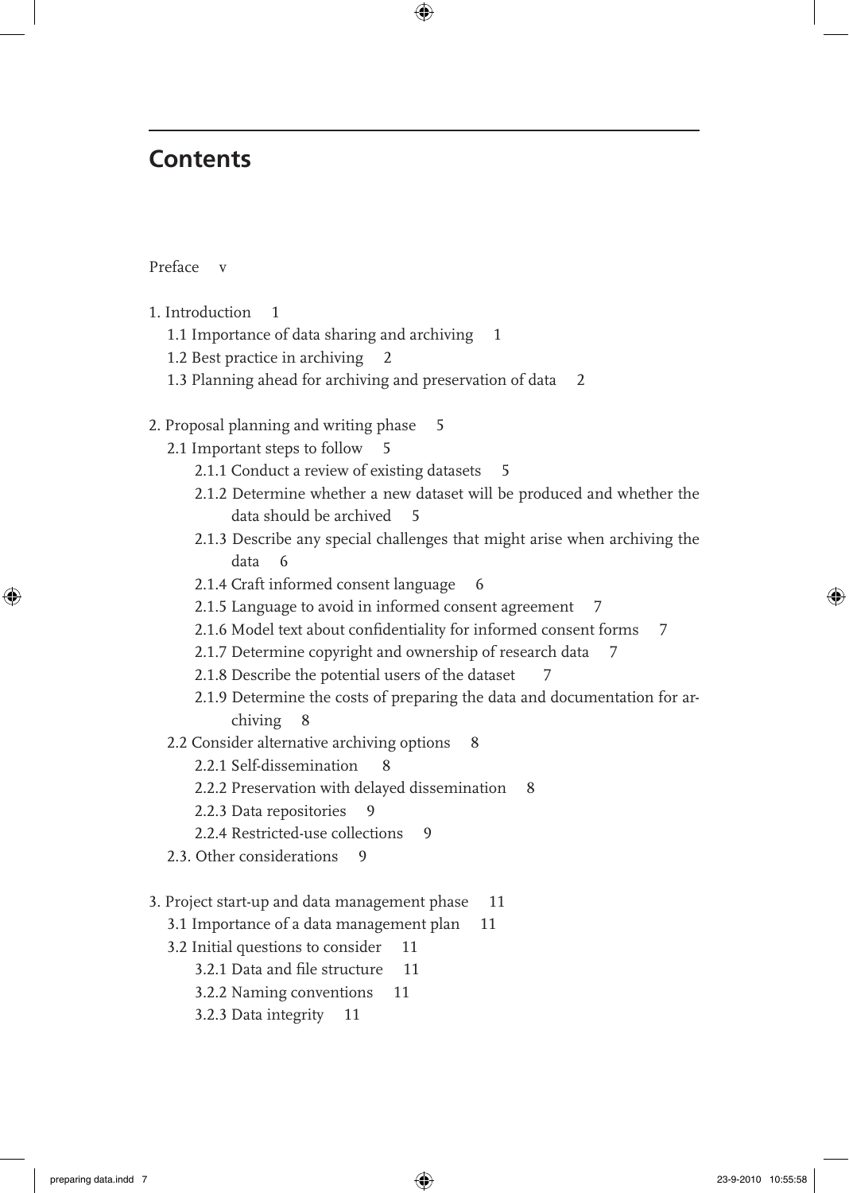# Contents

Preface v

1. Introduction 1
   - 1.1 Importance of data sharing and archiving 1
   - 1.2 Best practice in archiving 2
   - 1.3 Planning ahead for archiving and preservation of data 2

2. Proposal planning and writing phase 5
   - 2.1 Important steps to follow 5
     - 2.1.1 Conduct a review of existing datasets 5
     - 2.1.2 Determine whether a new dataset will be produced and whether the data should be archived 5
     - 2.1.3 Describe any special challenges that might arise when archiving the data 6
     - 2.1.4 Craft informed consent language 6
     - 2.1.5 Language to avoid in informed consent agreement 7
     - 2.1.6 Model text about confidentiality for informed consent forms 7
     - 2.1.7 Determine copyright and ownership of research data 7
     - 2.1.8 Describe the potential users of the dataset 7
     - 2.1.9 Determine the costs of preparing the data and documentation for archiving 8
   - 2.2 Consider alternative archiving options 8
     - 2.2.1 Self-dissemination 8
     - 2.2.2 Preservation with delayed dissemination 8
     - 2.2.3 Data repositories 9
     - 2.2.4 Restricted-use collections 9
   - 2.3. Other considerations 9

3. Project start-up and data management phase 11
   - 3.1 Importance of a data management plan 11
   - 3.2 Initial questions to consider 11
     - 3.2.1 Data and file structure 11
     - 3.2.2 Naming conventions 11
     - 3.2.3 Data integrity 11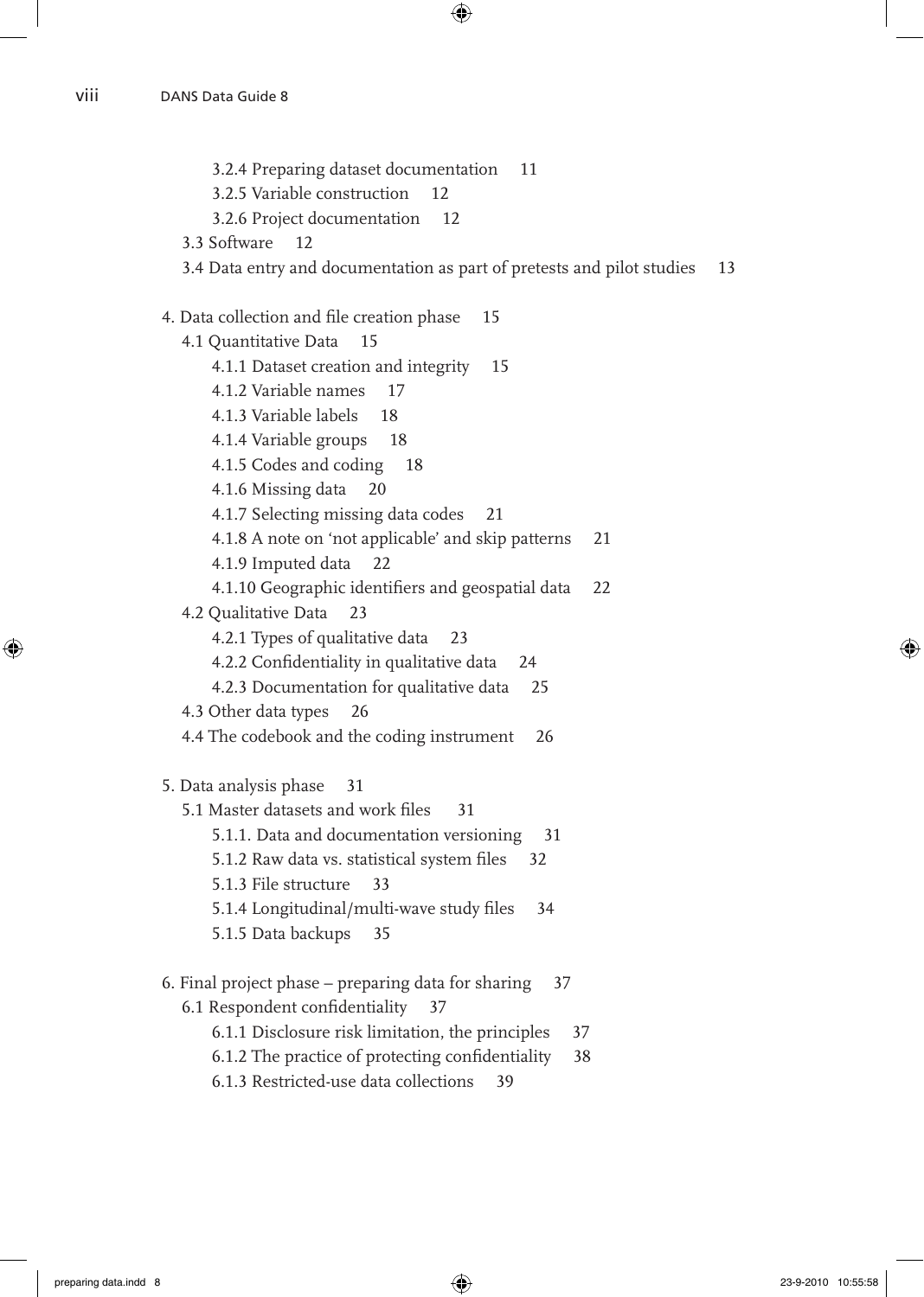3.2.4 Preparing dataset documentation 11
3.2.5 Variable construction 12
3.2.6 Project documentation 12
3.3 Software 12
3.4 Data entry and documentation as part of pretests and pilot studies 13

4. Data collection and file creation phase 15
4.1 Quantitative Data 15
4.1.1 Dataset creation and integrity 15
4.1.2 Variable names 17
4.1.3 Variable labels 18
4.1.4 Variable groups 18
4.1.5 Codes and coding 18
4.1.6 Missing data 20
4.1.7 Selecting missing data codes 21
4.1.8 A note on 'not applicable' and skip patterns 21
4.1.9 Imputed data 22
4.1.10 Geographic identifiers and geospatial data 22
4.2 Qualitative Data 23
4.2.1 Types of qualitative data 23
4.2.2 Confidentiality in qualitative data 24
4.2.3 Documentation for qualitative data 25
4.3 Other data types 26
4.4 The codebook and the coding instrument 26

5. Data analysis phase 31
5.1 Master datasets and work files 31
5.1.1. Data and documentation versioning 31
5.1.2 Raw data vs. statistical system files 32
5.1.3 File structure 33
5.1.4 Longitudinal/multi-wave study files 34
5.1.5 Data backups 35

6. Final project phase – preparing data for sharing 37
6.1 Respondent confidentiality 37
6.1.1 Disclosure risk limitation, the principles 37
6.1.2 The practice of protecting confidentiality 38
6.1.3 Restricted-use data collections 39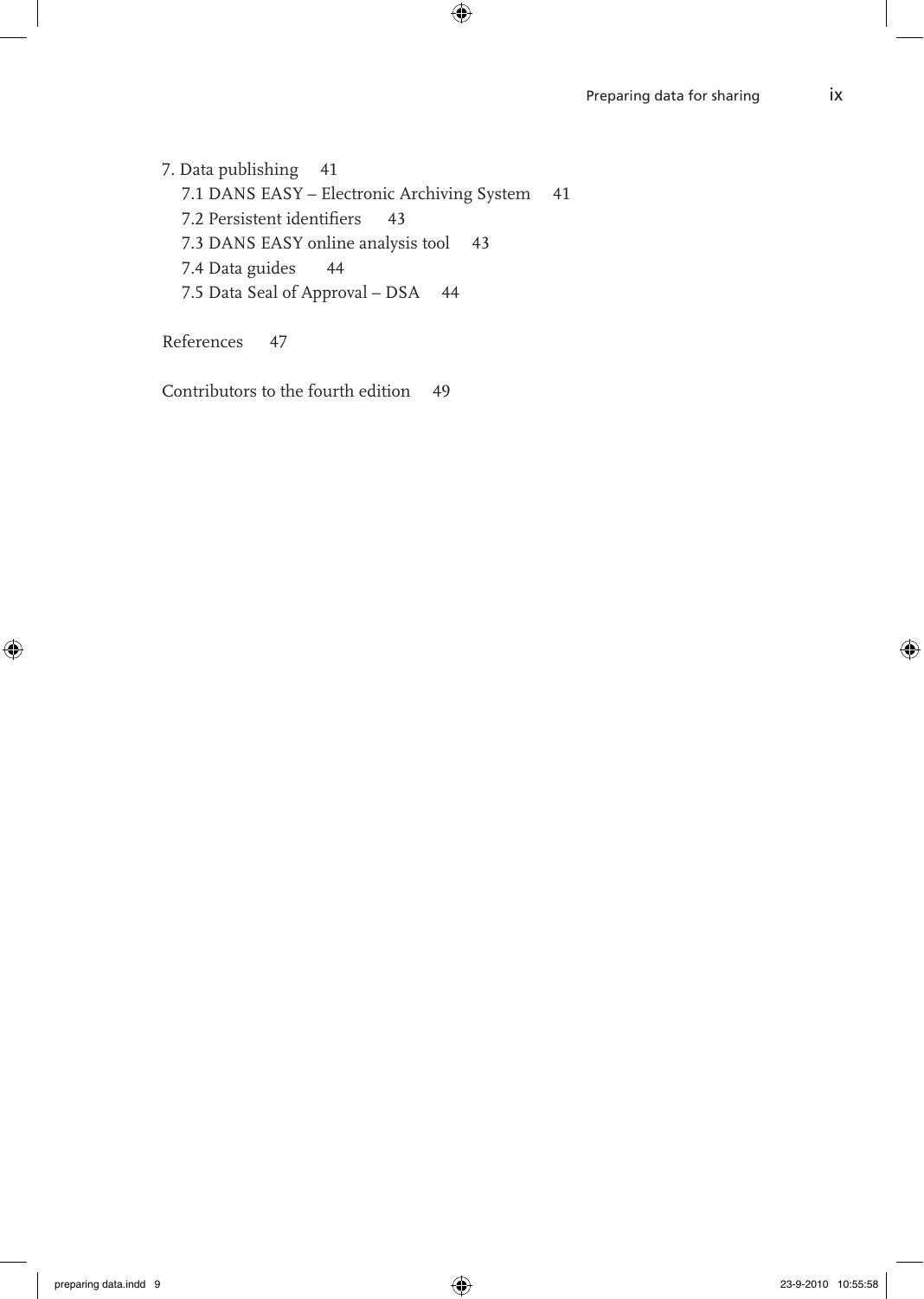7. Data publishing 41
  - 7.1 DANS EASY – Electronic Archiving System 41
  - 7.2 Persistent identifiers 43
  - 7.3 DANS EASY online analysis tool 43
  - 7.4 Data guides 44
  - 7.5 Data Seal of Approval – DSA 44

References 47

Contributors to the fourth edition 49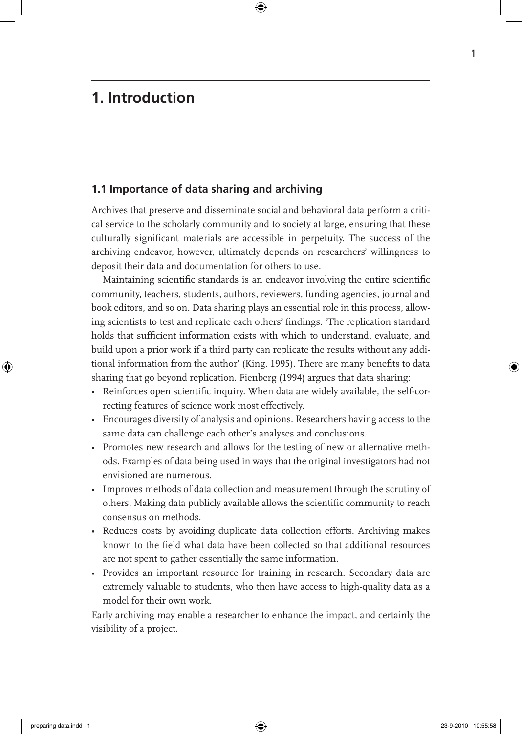# 1. Introduction

## 1.1 Importance of data sharing and archiving

Archives that preserve and disseminate social and behavioral data perform a critical service to the scholarly community and to society at large, ensuring that these culturally significant materials are accessible in perpetuity. The success of the archiving endeavor, however, ultimately depends on researchers' willingness to deposit their data and documentation for others to use.

Maintaining scientific standards is an endeavor involving the entire scientific community, teachers, students, authors, reviewers, funding agencies, journal and book editors, and so on. Data sharing plays an essential role in this process, allowing scientists to test and replicate each others' findings. 'The replication standard holds that sufficient information exists with which to understand, evaluate, and build upon a prior work if a third party can replicate the results without any additional information from the author' (King, 1995). There are many benefits to data sharing that go beyond replication. Fienberg (1994) argues that data sharing:

- Reinforces open scientific inquiry. When data are widely available, the self-correcting features of science work most effectively.
- Encourages diversity of analysis and opinions. Researchers having access to the same data can challenge each other's analyses and conclusions.
- Promotes new research and allows for the testing of new or alternative methods. Examples of data being used in ways that the original investigators had not envisioned are numerous.
- Improves methods of data collection and measurement through the scrutiny of others. Making data publicly available allows the scientific community to reach consensus on methods.
- Reduces costs by avoiding duplicate data collection efforts. Archiving makes known to the field what data have been collected so that additional resources are not spent to gather essentially the same information.
- Provides an important resource for training in research. Secondary data are extremely valuable to students, who then have access to high-quality data as a model for their own work.

Early archiving may enable a researcher to enhance the impact, and certainly the visibility of a project.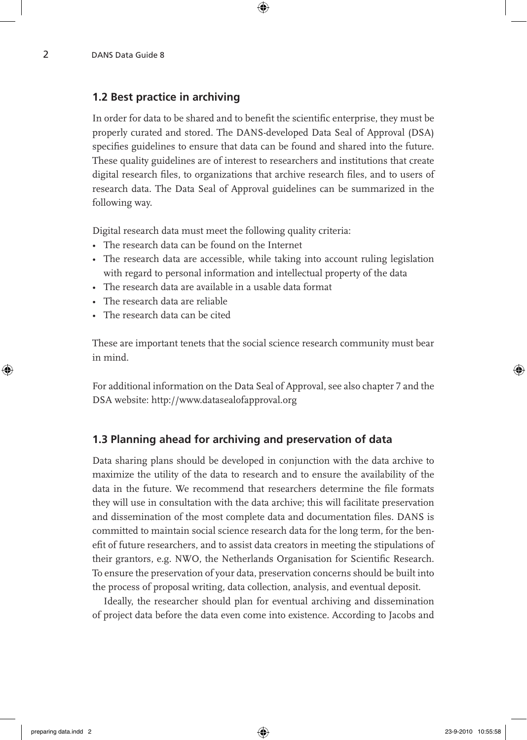## 1.2 Best practice in archiving

In order for data to be shared and to benefit the scientific enterprise, they must be properly curated and stored. The DANS-developed Data Seal of Approval (DSA) specifies guidelines to ensure that data can be found and shared into the future. These quality guidelines are of interest to researchers and institutions that create digital research files, to organizations that archive research files, and to users of research data. The Data Seal of Approval guidelines can be summarized in the following way.

Digital research data must meet the following quality criteria:

- The research data can be found on the Internet
- The research data are accessible, while taking into account ruling legislation with regard to personal information and intellectual property of the data
- The research data are available in a usable data format
- The research data are reliable
- The research data can be cited

These are important tenets that the social science research community must bear in mind.

For additional information on the Data Seal of Approval, see also chapter 7 and the DSA website: http://www.datasealofapproval.org

## 1.3 Planning ahead for archiving and preservation of data

Data sharing plans should be developed in conjunction with the data archive to maximize the utility of the data to research and to ensure the availability of the data in the future. We recommend that researchers determine the file formats they will use in consultation with the data archive; this will facilitate preservation and dissemination of the most complete data and documentation files. DANS is committed to maintain social science research data for the long term, for the benefit of future researchers, and to assist data creators in meeting the stipulations of their grantors, e.g. NWO, the Netherlands Organisation for Scientific Research. To ensure the preservation of your data, preservation concerns should be built into the process of proposal writing, data collection, analysis, and eventual deposit.

Ideally, the researcher should plan for eventual archiving and dissemination of project data before the data even come into existence. According to Jacobs and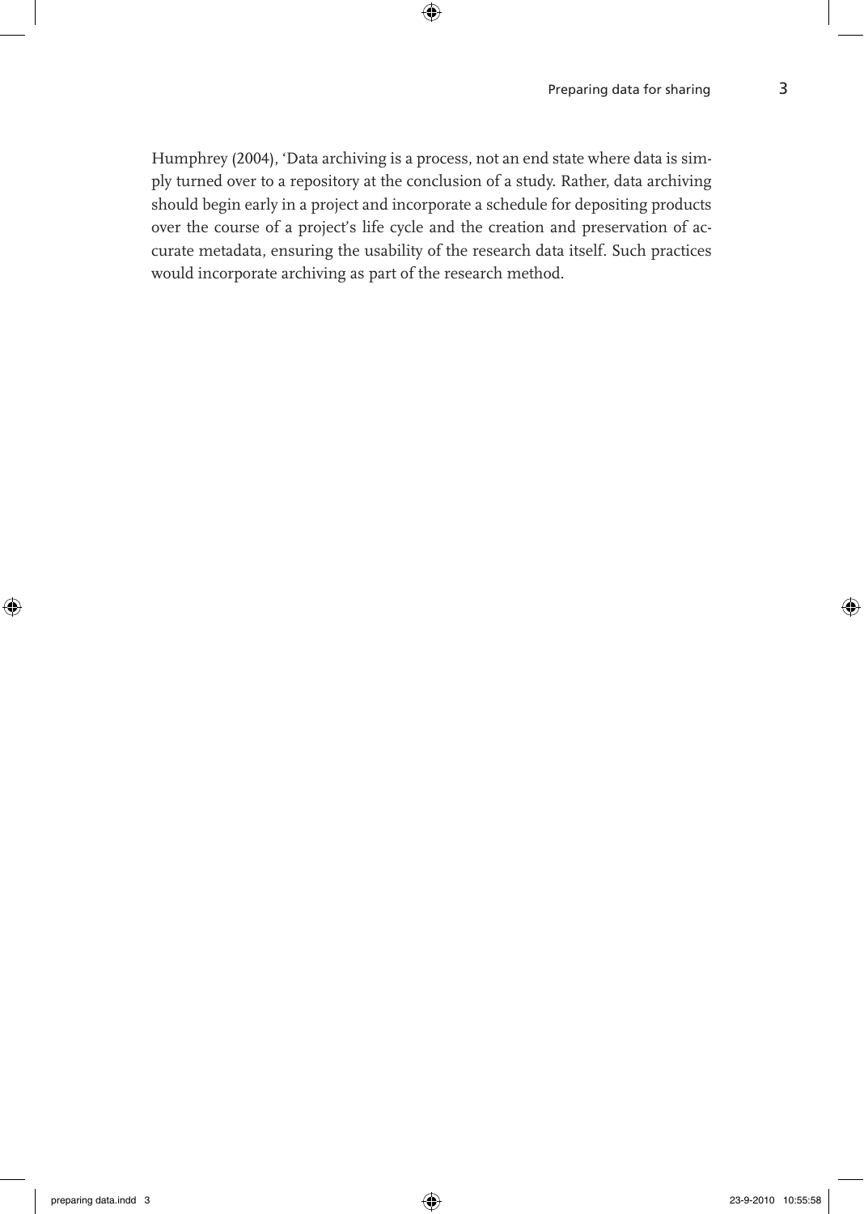Humphrey (2004), 'Data archiving is a process, not an end state where data is simply turned over to a repository at the conclusion of a study. Rather, data archiving should begin early in a project and incorporate a schedule for depositing products over the course of a project's life cycle and the creation and preservation of accurate metadata, ensuring the usability of the research data itself. Such practices would incorporate archiving as part of the research method.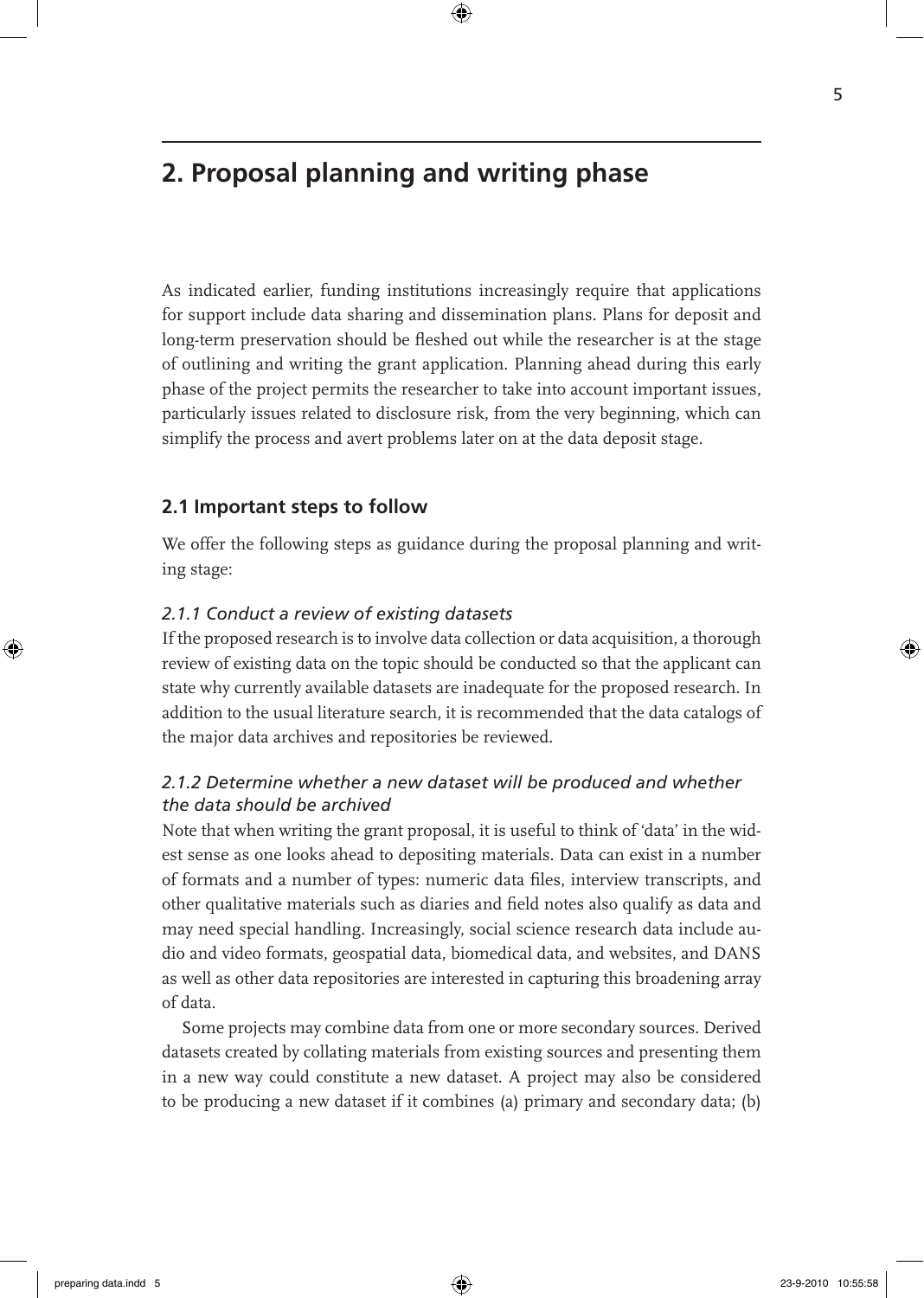## 2. Proposal planning and writing phase

As indicated earlier, funding institutions increasingly require that applications for support include data sharing and dissemination plans. Plans for deposit and long-term preservation should be fleshed out while the researcher is at the stage of outlining and writing the grant application. Planning ahead during this early phase of the project permits the researcher to take into account important issues, particularly issues related to disclosure risk, from the very beginning, which can simplify the process and avert problems later on at the data deposit stage.

### 2.1 Important steps to follow

We offer the following steps as guidance during the proposal planning and writing stage:

#### *2.1.1 Conduct a review of existing datasets*

If the proposed research is to involve data collection or data acquisition, a thorough review of existing data on the topic should be conducted so that the applicant can state why currently available datasets are inadequate for the proposed research. In addition to the usual literature search, it is recommended that the data catalogs of the major data archives and repositories be reviewed.

#### *2.1.2 Determine whether a new dataset will be produced and whether the data should be archived*

Note that when writing the grant proposal, it is useful to think of 'data' in the widest sense as one looks ahead to depositing materials. Data can exist in a number of formats and a number of types: numeric data files, interview transcripts, and other qualitative materials such as diaries and field notes also qualify as data and may need special handling. Increasingly, social science research data include audio and video formats, geospatial data, biomedical data, and websites, and DANS as well as other data repositories are interested in capturing this broadening array of data.

Some projects may combine data from one or more secondary sources. Derived datasets created by collating materials from existing sources and presenting them in a new way could constitute a new dataset. A project may also be considered to be producing a new dataset if it combines (a) primary and secondary data; (b)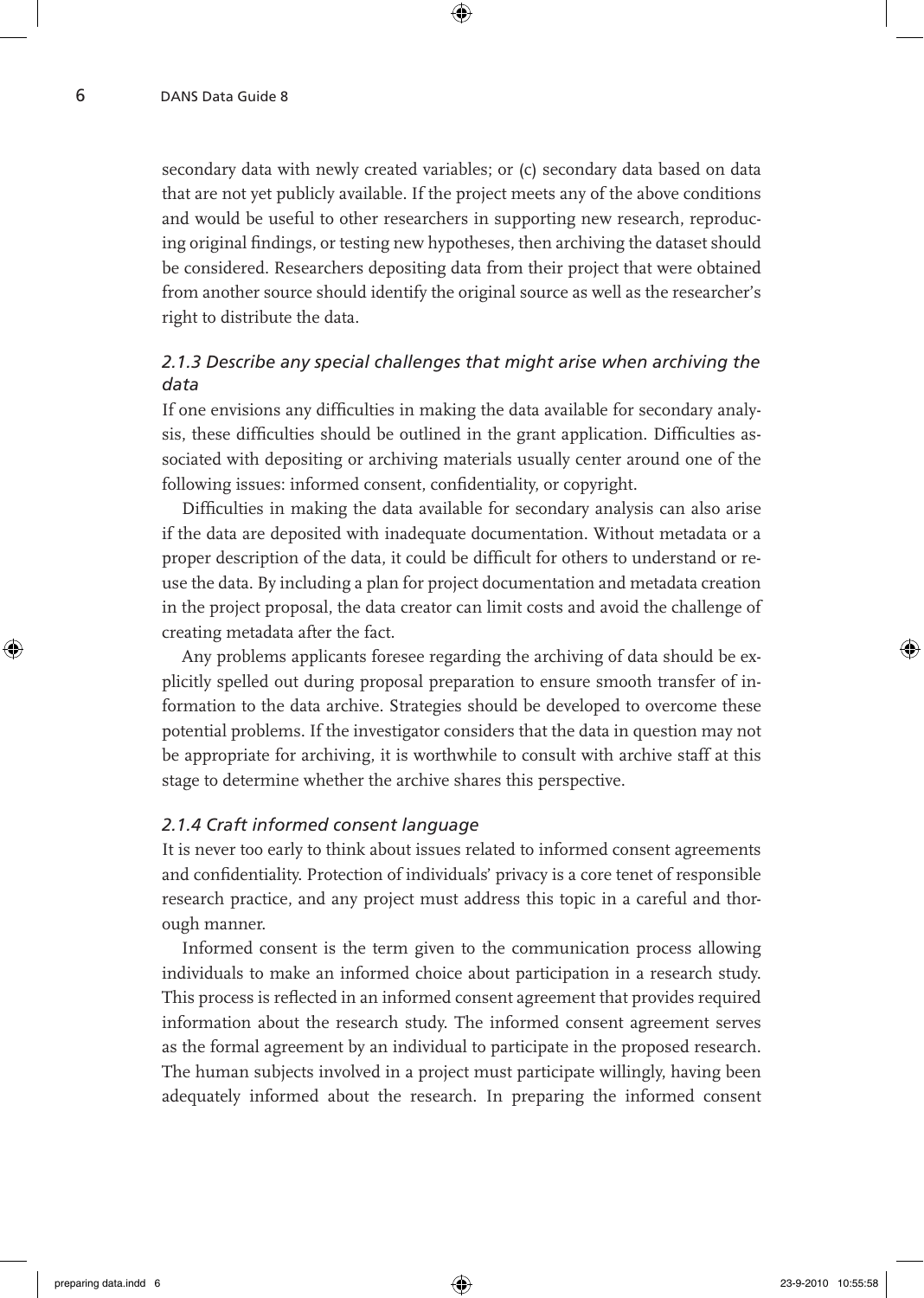secondary data with newly created variables; or (c) secondary data based on data that are not yet publicly available. If the project meets any of the above conditions and would be useful to other researchers in supporting new research, reproducing original findings, or testing new hypotheses, then archiving the dataset should be considered. Researchers depositing data from their project that were obtained from another source should identify the original source as well as the researcher's right to distribute the data.

### *2.1.3 Describe any special challenges that might arise when archiving the data*

If one envisions any difficulties in making the data available for secondary analysis, these difficulties should be outlined in the grant application. Difficulties associated with depositing or archiving materials usually center around one of the following issues: informed consent, confidentiality, or copyright.

Difficulties in making the data available for secondary analysis can also arise if the data are deposited with inadequate documentation. Without metadata or a proper description of the data, it could be difficult for others to understand or re-use the data. By including a plan for project documentation and metadata creation in the project proposal, the data creator can limit costs and avoid the challenge of creating metadata after the fact.

Any problems applicants foresee regarding the archiving of data should be explicitly spelled out during proposal preparation to ensure smooth transfer of information to the data archive. Strategies should be developed to overcome these potential problems. If the investigator considers that the data in question may not be appropriate for archiving, it is worthwhile to consult with archive staff at this stage to determine whether the archive shares this perspective.

### *2.1.4 Craft informed consent language*

It is never too early to think about issues related to informed consent agreements and confidentiality. Protection of individuals' privacy is a core tenet of responsible research practice, and any project must address this topic in a careful and thorough manner.

Informed consent is the term given to the communication process allowing individuals to make an informed choice about participation in a research study. This process is reflected in an informed consent agreement that provides required information about the research study. The informed consent agreement serves as the formal agreement by an individual to participate in the proposed research. The human subjects involved in a project must participate willingly, having been adequately informed about the research. In preparing the informed consent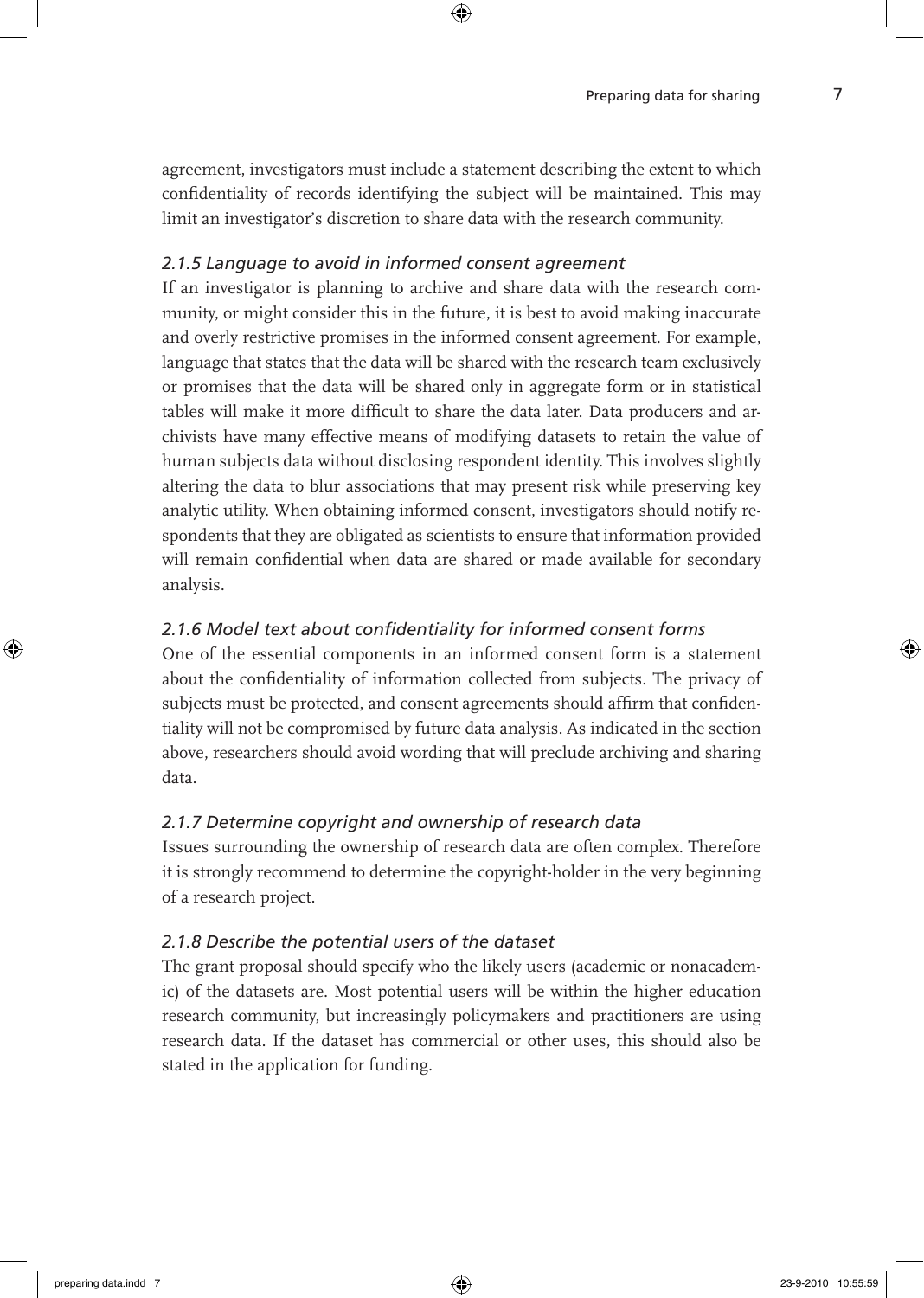agreement, investigators must include a statement describing the extent to which confidentiality of records identifying the subject will be maintained. This may limit an investigator's discretion to share data with the research community.

### *2.1.5 Language to avoid in informed consent agreement*

If an investigator is planning to archive and share data with the research community, or might consider this in the future, it is best to avoid making inaccurate and overly restrictive promises in the informed consent agreement. For example, language that states that the data will be shared with the research team exclusively or promises that the data will be shared only in aggregate form or in statistical tables will make it more difficult to share the data later. Data producers and archivists have many effective means of modifying datasets to retain the value of human subjects data without disclosing respondent identity. This involves slightly altering the data to blur associations that may present risk while preserving key analytic utility. When obtaining informed consent, investigators should notify respondents that they are obligated as scientists to ensure that information provided will remain confidential when data are shared or made available for secondary analysis.

### *2.1.6 Model text about confidentiality for informed consent forms*

One of the essential components in an informed consent form is a statement about the confidentiality of information collected from subjects. The privacy of subjects must be protected, and consent agreements should affirm that confidentiality will not be compromised by future data analysis. As indicated in the section above, researchers should avoid wording that will preclude archiving and sharing data.

### *2.1.7 Determine copyright and ownership of research data*

Issues surrounding the ownership of research data are often complex. Therefore it is strongly recommend to determine the copyright-holder in the very beginning of a research project.

### *2.1.8 Describe the potential users of the dataset*

The grant proposal should specify who the likely users (academic or nonacademic) of the datasets are. Most potential users will be within the higher education research community, but increasingly policymakers and practitioners are using research data. If the dataset has commercial or other uses, this should also be stated in the application for funding.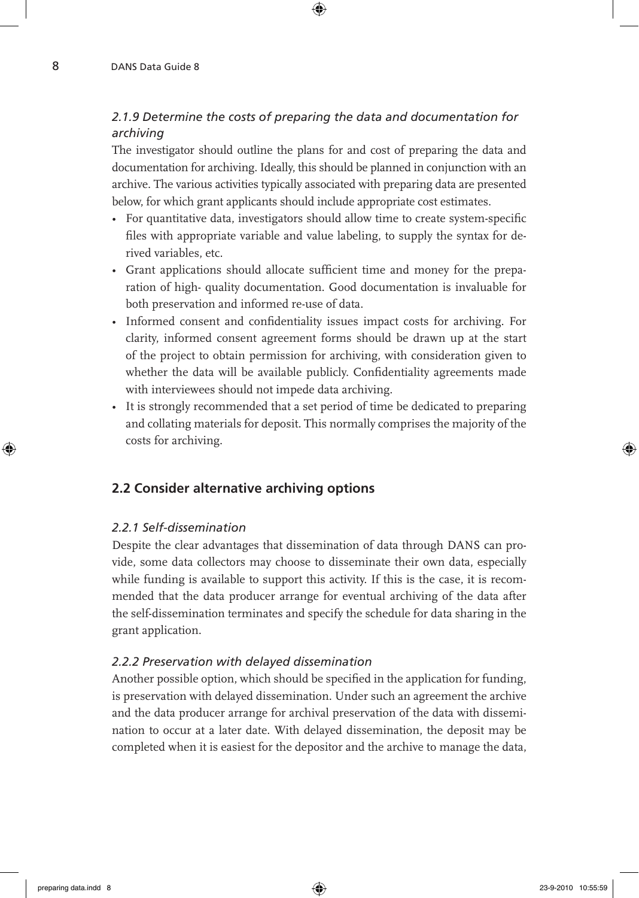### *2.1.9 Determine the costs of preparing the data and documentation for archiving*

The investigator should outline the plans for and cost of preparing the data and documentation for archiving. Ideally, this should be planned in conjunction with an archive. The various activities typically associated with preparing data are presented below, for which grant applicants should include appropriate cost estimates.

- For quantitative data, investigators should allow time to create system-specific files with appropriate variable and value labeling, to supply the syntax for derived variables, etc.
- Grant applications should allocate sufficient time and money for the preparation of high- quality documentation. Good documentation is invaluable for both preservation and informed re-use of data.
- Informed consent and confidentiality issues impact costs for archiving. For clarity, informed consent agreement forms should be drawn up at the start of the project to obtain permission for archiving, with consideration given to whether the data will be available publicly. Confidentiality agreements made with interviewees should not impede data archiving.
- It is strongly recommended that a set period of time be dedicated to preparing and collating materials for deposit. This normally comprises the majority of the costs for archiving.

## 2.2 Consider alternative archiving options

### *2.2.1 Self-dissemination*

Despite the clear advantages that dissemination of data through DANS can provide, some data collectors may choose to disseminate their own data, especially while funding is available to support this activity. If this is the case, it is recommended that the data producer arrange for eventual archiving of the data after the self-dissemination terminates and specify the schedule for data sharing in the grant application.

### *2.2.2 Preservation with delayed dissemination*

Another possible option, which should be specified in the application for funding, is preservation with delayed dissemination. Under such an agreement the archive and the data producer arrange for archival preservation of the data with dissemination to occur at a later date. With delayed dissemination, the deposit may be completed when it is easiest for the depositor and the archive to manage the data,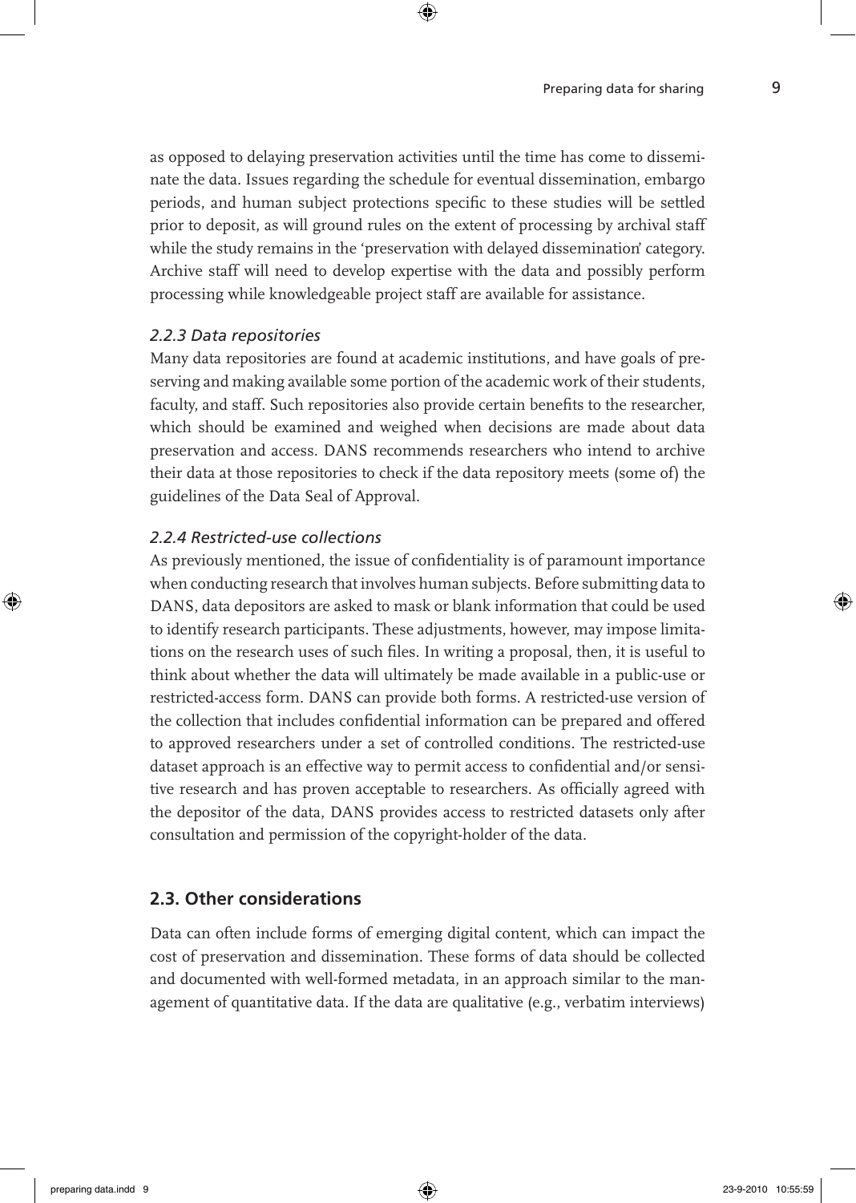as opposed to delaying preservation activities until the time has come to disseminate the data. Issues regarding the schedule for eventual dissemination, embargo periods, and human subject protections specific to these studies will be settled prior to deposit, as will ground rules on the extent of processing by archival staff while the study remains in the 'preservation with delayed dissemination' category. Archive staff will need to develop expertise with the data and possibly perform processing while knowledgeable project staff are available for assistance.

### *2.2.3 Data repositories*

Many data repositories are found at academic institutions, and have goals of preserving and making available some portion of the academic work of their students, faculty, and staff. Such repositories also provide certain benefits to the researcher, which should be examined and weighed when decisions are made about data preservation and access. DANS recommends researchers who intend to archive their data at those repositories to check if the data repository meets (some of) the guidelines of the Data Seal of Approval.

### *2.2.4 Restricted-use collections*

As previously mentioned, the issue of confidentiality is of paramount importance when conducting research that involves human subjects. Before submitting data to DANS, data depositors are asked to mask or blank information that could be used to identify research participants. These adjustments, however, may impose limitations on the research uses of such files. In writing a proposal, then, it is useful to think about whether the data will ultimately be made available in a public-use or restricted-access form. DANS can provide both forms. A restricted-use version of the collection that includes confidential information can be prepared and offered to approved researchers under a set of controlled conditions. The restricted-use dataset approach is an effective way to permit access to confidential and/or sensitive research and has proven acceptable to researchers. As officially agreed with the depositor of the data, DANS provides access to restricted datasets only after consultation and permission of the copyright-holder of the data.

## 2.3. Other considerations

Data can often include forms of emerging digital content, which can impact the cost of preservation and dissemination. These forms of data should be collected and documented with well-formed metadata, in an approach similar to the management of quantitative data. If the data are qualitative (e.g., verbatim interviews)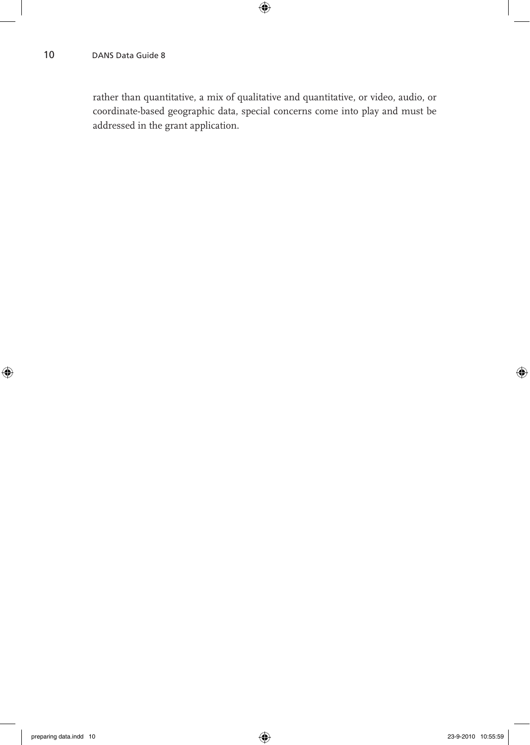rather than quantitative, a mix of qualitative and quantitative, or video, audio, or coordinate-based geographic data, special concerns come into play and must be addressed in the grant application.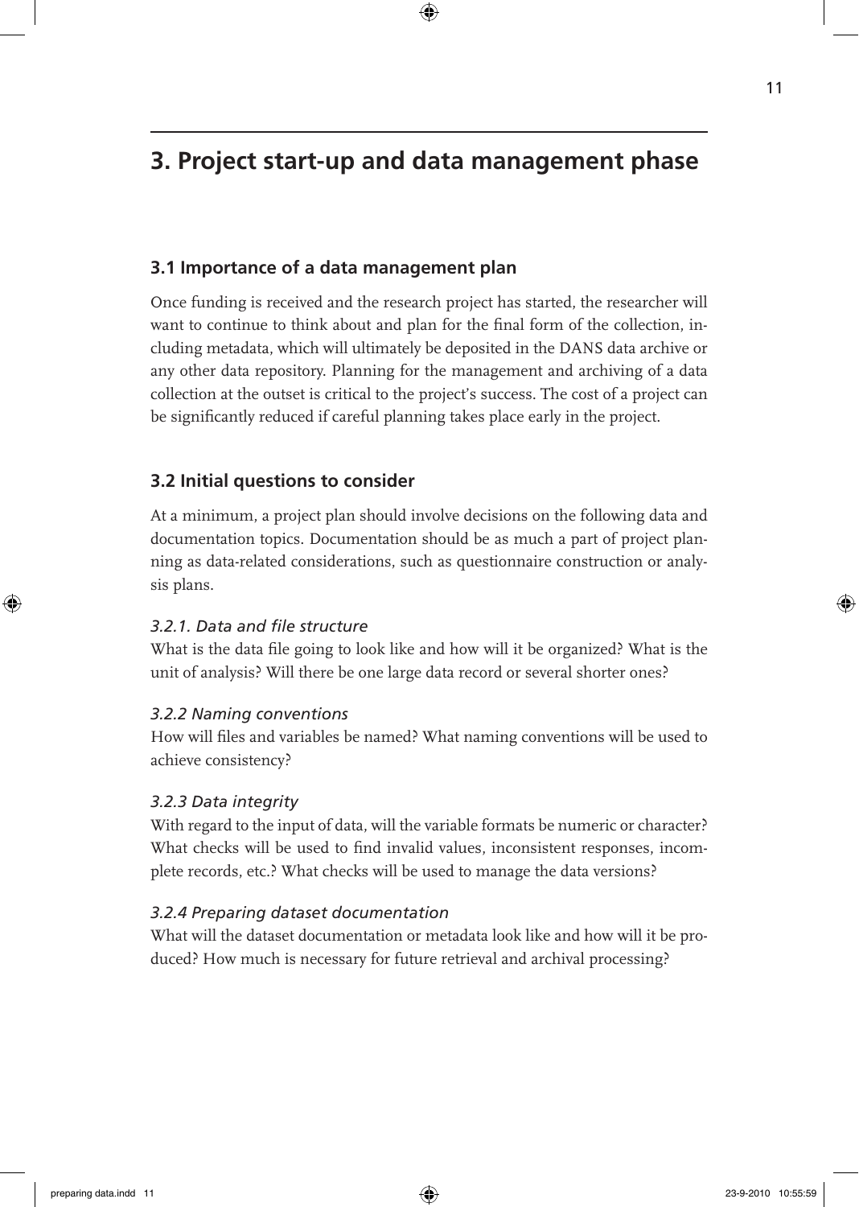# 3. Project start-up and data management phase

## 3.1 Importance of a data management plan

Once funding is received and the research project has started, the researcher will want to continue to think about and plan for the final form of the collection, including metadata, which will ultimately be deposited in the DANS data archive or any other data repository. Planning for the management and archiving of a data collection at the outset is critical to the project's success. The cost of a project can be significantly reduced if careful planning takes place early in the project.

## 3.2 Initial questions to consider

At a minimum, a project plan should involve decisions on the following data and documentation topics. Documentation should be as much a part of project planning as data-related considerations, such as questionnaire construction or analysis plans.

### *3.2.1. Data and file structure*

What is the data file going to look like and how will it be organized? What is the unit of analysis? Will there be one large data record or several shorter ones?

### *3.2.2 Naming conventions*

How will files and variables be named? What naming conventions will be used to achieve consistency?

### *3.2.3 Data integrity*

With regard to the input of data, will the variable formats be numeric or character? What checks will be used to find invalid values, inconsistent responses, incomplete records, etc.? What checks will be used to manage the data versions?

### *3.2.4 Preparing dataset documentation*

What will the dataset documentation or metadata look like and how will it be produced? How much is necessary for future retrieval and archival processing?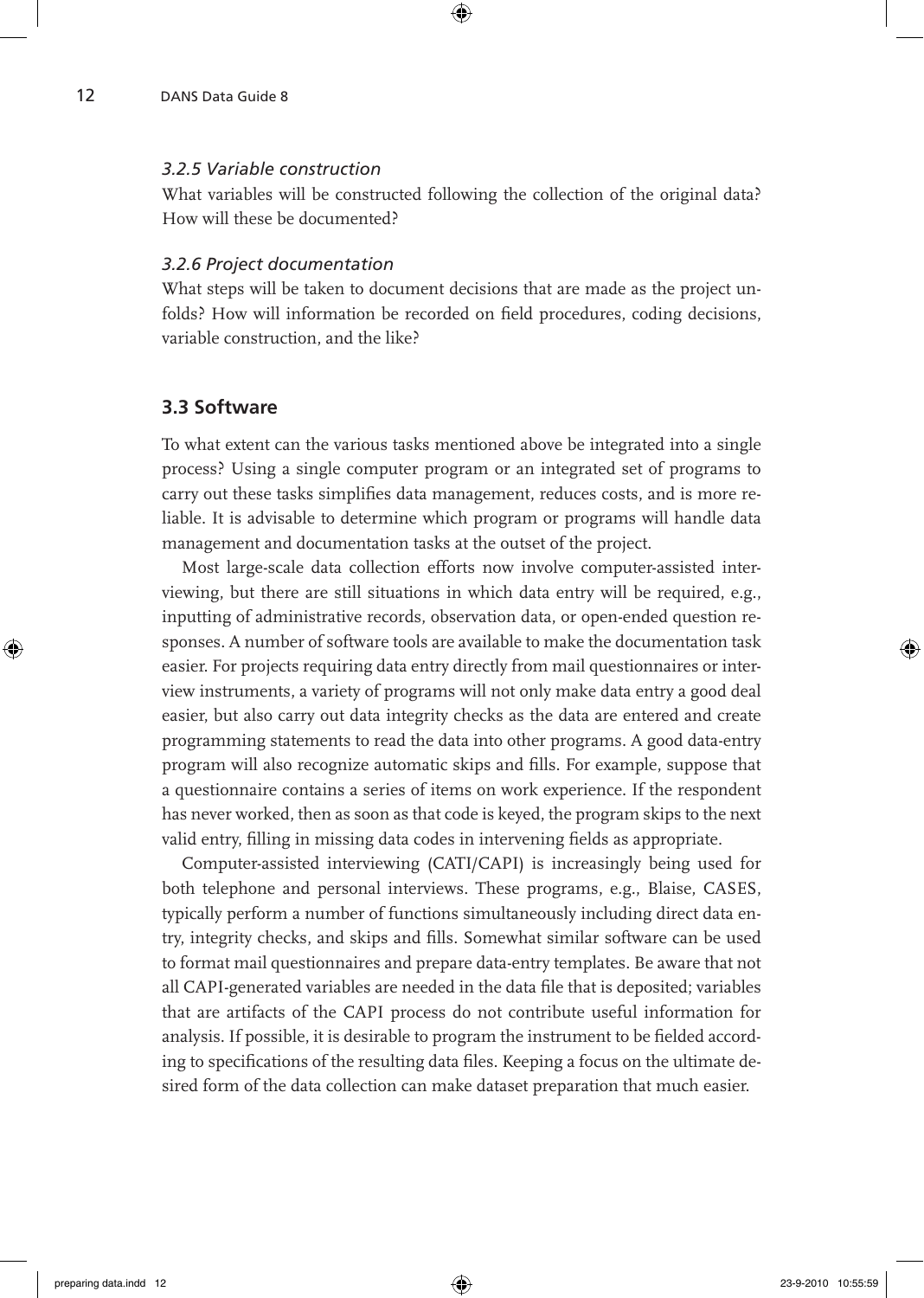### *3.2.5 Variable construction*

What variables will be constructed following the collection of the original data? How will these be documented?

### *3.2.6 Project documentation*

What steps will be taken to document decisions that are made as the project unfolds? How will information be recorded on field procedures, coding decisions, variable construction, and the like?

## 3.3 Software

To what extent can the various tasks mentioned above be integrated into a single process? Using a single computer program or an integrated set of programs to carry out these tasks simplifies data management, reduces costs, and is more reliable. It is advisable to determine which program or programs will handle data management and documentation tasks at the outset of the project.

Most large-scale data collection efforts now involve computer-assisted interviewing, but there are still situations in which data entry will be required, e.g., inputting of administrative records, observation data, or open-ended question responses. A number of software tools are available to make the documentation task easier. For projects requiring data entry directly from mail questionnaires or interview instruments, a variety of programs will not only make data entry a good deal easier, but also carry out data integrity checks as the data are entered and create programming statements to read the data into other programs. A good data-entry program will also recognize automatic skips and fills. For example, suppose that a questionnaire contains a series of items on work experience. If the respondent has never worked, then as soon as that code is keyed, the program skips to the next valid entry, filling in missing data codes in intervening fields as appropriate.

Computer-assisted interviewing (CATI/CAPI) is increasingly being used for both telephone and personal interviews. These programs, e.g., Blaise, CASES, typically perform a number of functions simultaneously including direct data entry, integrity checks, and skips and fills. Somewhat similar software can be used to format mail questionnaires and prepare data-entry templates. Be aware that not all CAPI-generated variables are needed in the data file that is deposited; variables that are artifacts of the CAPI process do not contribute useful information for analysis. If possible, it is desirable to program the instrument to be fielded according to specifications of the resulting data files. Keeping a focus on the ultimate desired form of the data collection can make dataset preparation that much easier.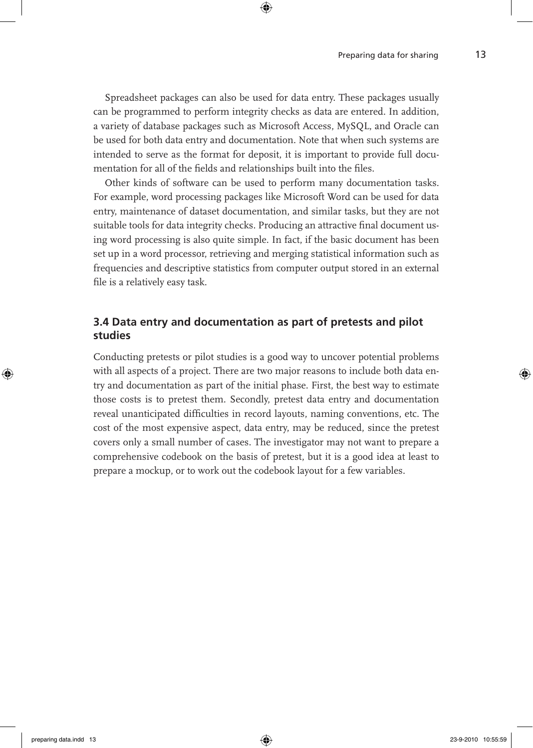Spreadsheet packages can also be used for data entry. These packages usually can be programmed to perform integrity checks as data are entered. In addition, a variety of database packages such as Microsoft Access, MySQL, and Oracle can be used for both data entry and documentation. Note that when such systems are intended to serve as the format for deposit, it is important to provide full documentation for all of the fields and relationships built into the files.

Other kinds of software can be used to perform many documentation tasks. For example, word processing packages like Microsoft Word can be used for data entry, maintenance of dataset documentation, and similar tasks, but they are not suitable tools for data integrity checks. Producing an attractive final document using word processing is also quite simple. In fact, if the basic document has been set up in a word processor, retrieving and merging statistical information such as frequencies and descriptive statistics from computer output stored in an external file is a relatively easy task.

### 3.4 Data entry and documentation as part of pretests and pilot studies

Conducting pretests or pilot studies is a good way to uncover potential problems with all aspects of a project. There are two major reasons to include both data entry and documentation as part of the initial phase. First, the best way to estimate those costs is to pretest them. Secondly, pretest data entry and documentation reveal unanticipated difficulties in record layouts, naming conventions, etc. The cost of the most expensive aspect, data entry, may be reduced, since the pretest covers only a small number of cases. The investigator may not want to prepare a comprehensive codebook on the basis of pretest, but it is a good idea at least to prepare a mockup, or to work out the codebook layout for a few variables.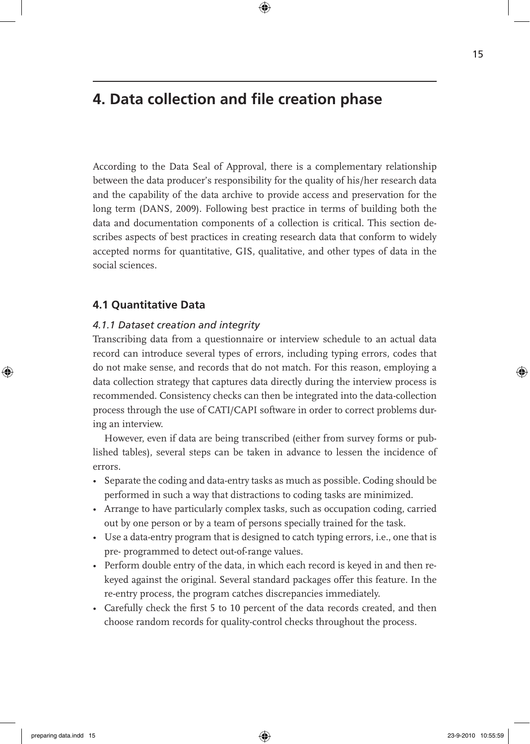# 4. Data collection and file creation phase

According to the Data Seal of Approval, there is a complementary relationship between the data producer's responsibility for the quality of his/her research data and the capability of the data archive to provide access and preservation for the long term (DANS, 2009). Following best practice in terms of building both the data and documentation components of a collection is critical. This section describes aspects of best practices in creating research data that conform to widely accepted norms for quantitative, GIS, qualitative, and other types of data in the social sciences.

## 4.1 Quantitative Data

### *4.1.1 Dataset creation and integrity*

Transcribing data from a questionnaire or interview schedule to an actual data record can introduce several types of errors, including typing errors, codes that do not make sense, and records that do not match. For this reason, employing a data collection strategy that captures data directly during the interview process is recommended. Consistency checks can then be integrated into the data-collection process through the use of CATI/CAPI software in order to correct problems during an interview.

However, even if data are being transcribed (either from survey forms or published tables), several steps can be taken in advance to lessen the incidence of errors.

- Separate the coding and data-entry tasks as much as possible. Coding should be performed in such a way that distractions to coding tasks are minimized.
- Arrange to have particularly complex tasks, such as occupation coding, carried out by one person or by a team of persons specially trained for the task.
- Use a data-entry program that is designed to catch typing errors, i.e., one that is pre- programmed to detect out-of-range values.
- Perform double entry of the data, in which each record is keyed in and then rekeyed against the original. Several standard packages offer this feature. In the re-entry process, the program catches discrepancies immediately.
- Carefully check the first 5 to 10 percent of the data records created, and then choose random records for quality-control checks throughout the process.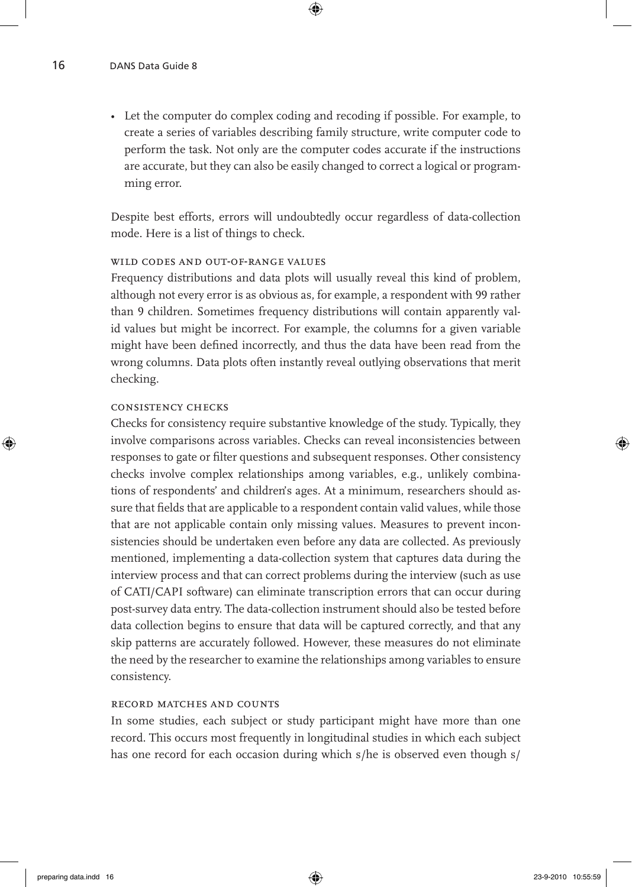- Let the computer do complex coding and recoding if possible. For example, to create a series of variables describing family structure, write computer code to perform the task. Not only are the computer codes accurate if the instructions are accurate, but they can also be easily changed to correct a logical or programming error.

Despite best efforts, errors will undoubtedly occur regardless of data-collection mode. Here is a list of things to check.

### Wild codes and out-of-range values

Frequency distributions and data plots will usually reveal this kind of problem, although not every error is as obvious as, for example, a respondent with 99 rather than 9 children. Sometimes frequency distributions will contain apparently valid values but might be incorrect. For example, the columns for a given variable might have been defined incorrectly, and thus the data have been read from the wrong columns. Data plots often instantly reveal outlying observations that merit checking.

### Consistency checks

Checks for consistency require substantive knowledge of the study. Typically, they involve comparisons across variables. Checks can reveal inconsistencies between responses to gate or filter questions and subsequent responses. Other consistency checks involve complex relationships among variables, e.g., unlikely combinations of respondents' and children's ages. At a minimum, researchers should assure that fields that are applicable to a respondent contain valid values, while those that are not applicable contain only missing values. Measures to prevent inconsistencies should be undertaken even before any data are collected. As previously mentioned, implementing a data-collection system that captures data during the interview process and that can correct problems during the interview (such as use of CATI/CAPI software) can eliminate transcription errors that can occur during post-survey data entry. The data-collection instrument should also be tested before data collection begins to ensure that data will be captured correctly, and that any skip patterns are accurately followed. However, these measures do not eliminate the need by the researcher to examine the relationships among variables to ensure consistency.

### Record matches and counts

In some studies, each subject or study participant might have more than one record. This occurs most frequently in longitudinal studies in which each subject has one record for each occasion during which s/he is observed even though s/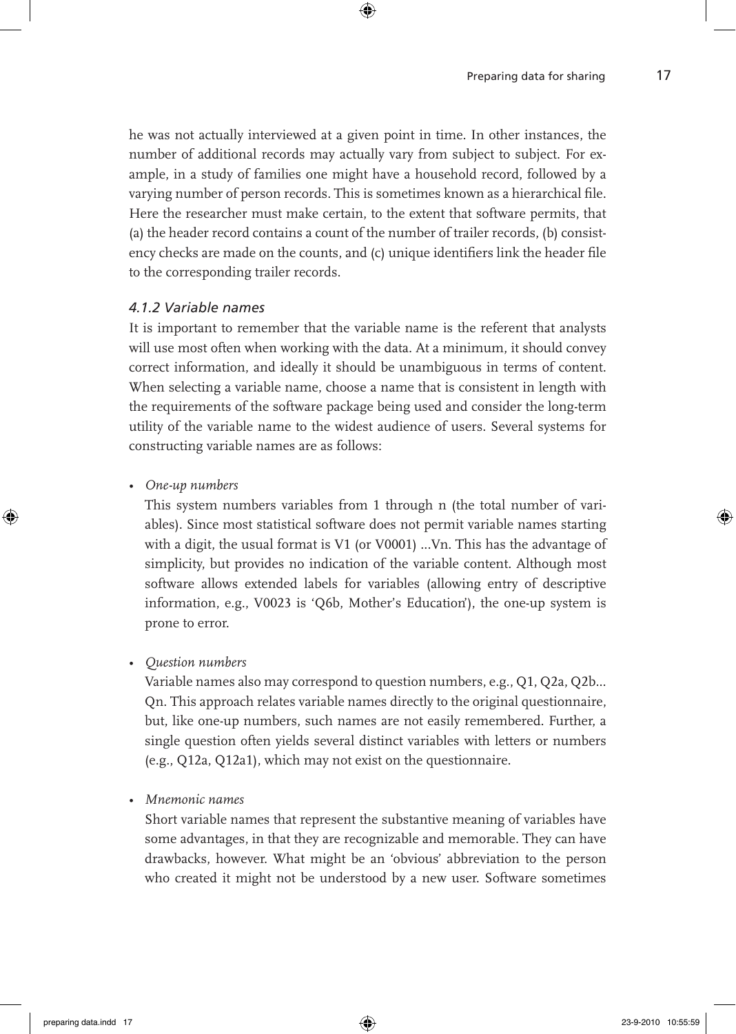he was not actually interviewed at a given point in time. In other instances, the number of additional records may actually vary from subject to subject. For example, in a study of families one might have a household record, followed by a varying number of person records. This is sometimes known as a hierarchical file. Here the researcher must make certain, to the extent that software permits, that (a) the header record contains a count of the number of trailer records, (b) consistency checks are made on the counts, and (c) unique identifiers link the header file to the corresponding trailer records.

#### *4.1.2 Variable names*

It is important to remember that the variable name is the referent that analysts will use most often when working with the data. At a minimum, it should convey correct information, and ideally it should be unambiguous in terms of content. When selecting a variable name, choose a name that is consistent in length with the requirements of the software package being used and consider the long-term utility of the variable name to the widest audience of users. Several systems for constructing variable names are as follows:

- *One-up numbers*

  This system numbers variables from 1 through n (the total number of variables). Since most statistical software does not permit variable names starting with a digit, the usual format is V1 (or V0001) ...Vn. This has the advantage of simplicity, but provides no indication of the variable content. Although most software allows extended labels for variables (allowing entry of descriptive information, e.g., V0023 is 'Q6b, Mother's Education'), the one-up system is prone to error.

- *Question numbers*

  Variable names also may correspond to question numbers, e.g., Q1, Q2a, Q2b... Qn. This approach relates variable names directly to the original questionnaire, but, like one-up numbers, such names are not easily remembered. Further, a single question often yields several distinct variables with letters or numbers (e.g., Q12a, Q12a1), which may not exist on the questionnaire.

- *Mnemonic names*

  Short variable names that represent the substantive meaning of variables have some advantages, in that they are recognizable and memorable. They can have drawbacks, however. What might be an 'obvious' abbreviation to the person who created it might not be understood by a new user. Software sometimes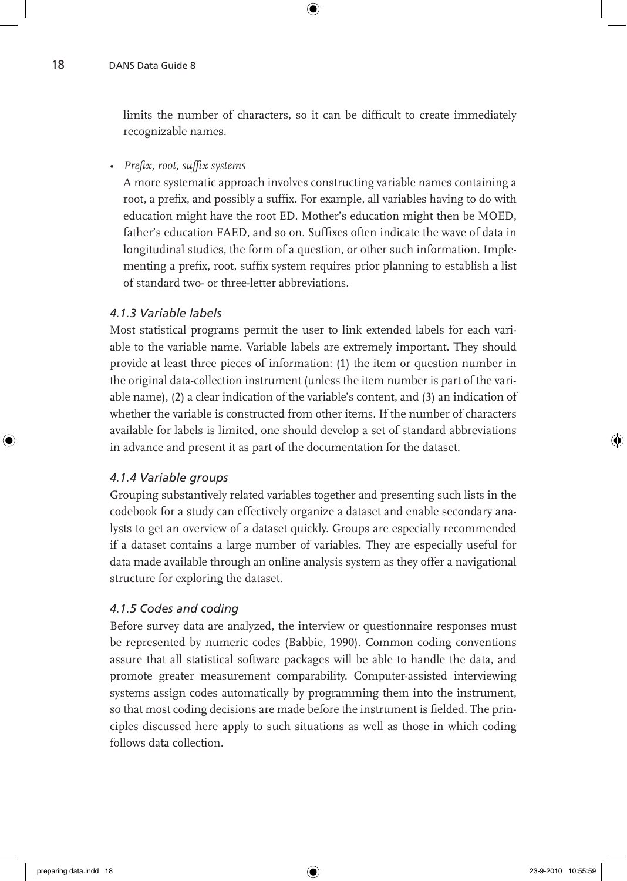limits the number of characters, so it can be difficult to create immediately recognizable names.

- *Prefix, root, suffix systems*
  A more systematic approach involves constructing variable names containing a root, a prefix, and possibly a suffix. For example, all variables having to do with education might have the root ED. Mother's education might then be MOED, father's education FAED, and so on. Suffixes often indicate the wave of data in longitudinal studies, the form of a question, or other such information. Implementing a prefix, root, suffix system requires prior planning to establish a list of standard two- or three-letter abbreviations.

### *4.1.3 Variable labels*

Most statistical programs permit the user to link extended labels for each variable to the variable name. Variable labels are extremely important. They should provide at least three pieces of information: (1) the item or question number in the original data-collection instrument (unless the item number is part of the variable name), (2) a clear indication of the variable's content, and (3) an indication of whether the variable is constructed from other items. If the number of characters available for labels is limited, one should develop a set of standard abbreviations in advance and present it as part of the documentation for the dataset.

### *4.1.4 Variable groups*

Grouping substantively related variables together and presenting such lists in the codebook for a study can effectively organize a dataset and enable secondary analysts to get an overview of a dataset quickly. Groups are especially recommended if a dataset contains a large number of variables. They are especially useful for data made available through an online analysis system as they offer a navigational structure for exploring the dataset.

### *4.1.5 Codes and coding*

Before survey data are analyzed, the interview or questionnaire responses must be represented by numeric codes (Babbie, 1990). Common coding conventions assure that all statistical software packages will be able to handle the data, and promote greater measurement comparability. Computer-assisted interviewing systems assign codes automatically by programming them into the instrument, so that most coding decisions are made before the instrument is fielded. The principles discussed here apply to such situations as well as those in which coding follows data collection.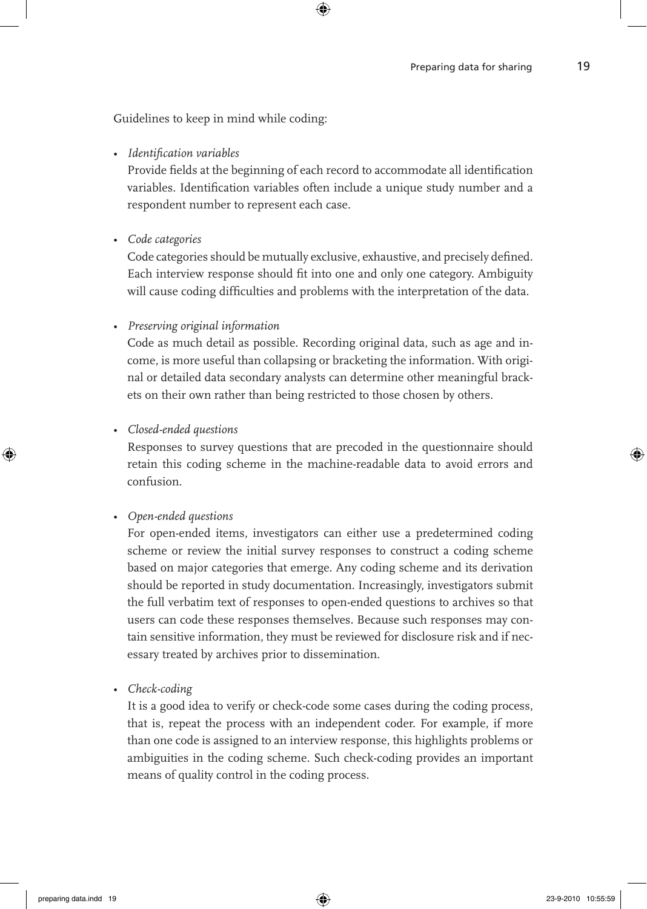Guidelines to keep in mind while coding:

- *Identification variables*
  Provide fields at the beginning of each record to accommodate all identification variables. Identification variables often include a unique study number and a respondent number to represent each case.

- *Code categories*
  Code categories should be mutually exclusive, exhaustive, and precisely defined. Each interview response should fit into one and only one category. Ambiguity will cause coding difficulties and problems with the interpretation of the data.

- *Preserving original information*
  Code as much detail as possible. Recording original data, such as age and income, is more useful than collapsing or bracketing the information. With original or detailed data secondary analysts can determine other meaningful brackets on their own rather than being restricted to those chosen by others.

- *Closed-ended questions*
  Responses to survey questions that are precoded in the questionnaire should retain this coding scheme in the machine-readable data to avoid errors and confusion.

- *Open-ended questions*
  For open-ended items, investigators can either use a predetermined coding scheme or review the initial survey responses to construct a coding scheme based on major categories that emerge. Any coding scheme and its derivation should be reported in study documentation. Increasingly, investigators submit the full verbatim text of responses to open-ended questions to archives so that users can code these responses themselves. Because such responses may contain sensitive information, they must be reviewed for disclosure risk and if necessary treated by archives prior to dissemination.

- *Check-coding*
  It is a good idea to verify or check-code some cases during the coding process, that is, repeat the process with an independent coder. For example, if more than one code is assigned to an interview response, this highlights problems or ambiguities in the coding scheme. Such check-coding provides an important means of quality control in the coding process.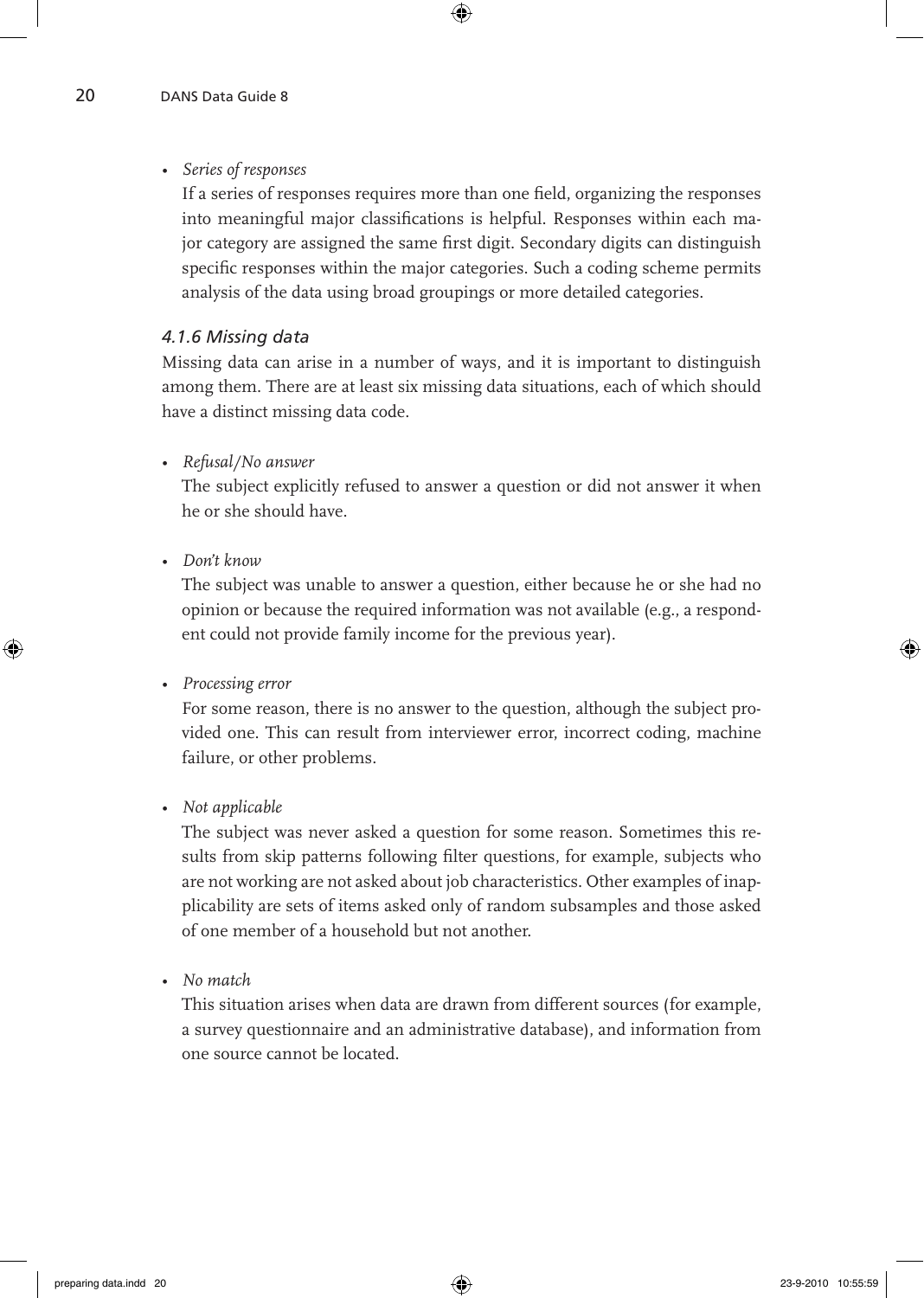- *Series of responses*
  If a series of responses requires more than one field, organizing the responses into meaningful major classifications is helpful. Responses within each major category are assigned the same first digit. Secondary digits can distinguish specific responses within the major categories. Such a coding scheme permits analysis of the data using broad groupings or more detailed categories.

### *4.1.6 Missing data*

Missing data can arise in a number of ways, and it is important to distinguish among them. There are at least six missing data situations, each of which should have a distinct missing data code.

- *Refusal/No answer*
  The subject explicitly refused to answer a question or did not answer it when he or she should have.

- *Don't know*
  The subject was unable to answer a question, either because he or she had no opinion or because the required information was not available (e.g., a respondent could not provide family income for the previous year).

- *Processing error*
  For some reason, there is no answer to the question, although the subject provided one. This can result from interviewer error, incorrect coding, machine failure, or other problems.

- *Not applicable*
  The subject was never asked a question for some reason. Sometimes this results from skip patterns following filter questions, for example, subjects who are not working are not asked about job characteristics. Other examples of inapplicability are sets of items asked only of random subsamples and those asked of one member of a household but not another.

- *No match*
  This situation arises when data are drawn from different sources (for example, a survey questionnaire and an administrative database), and information from one source cannot be located.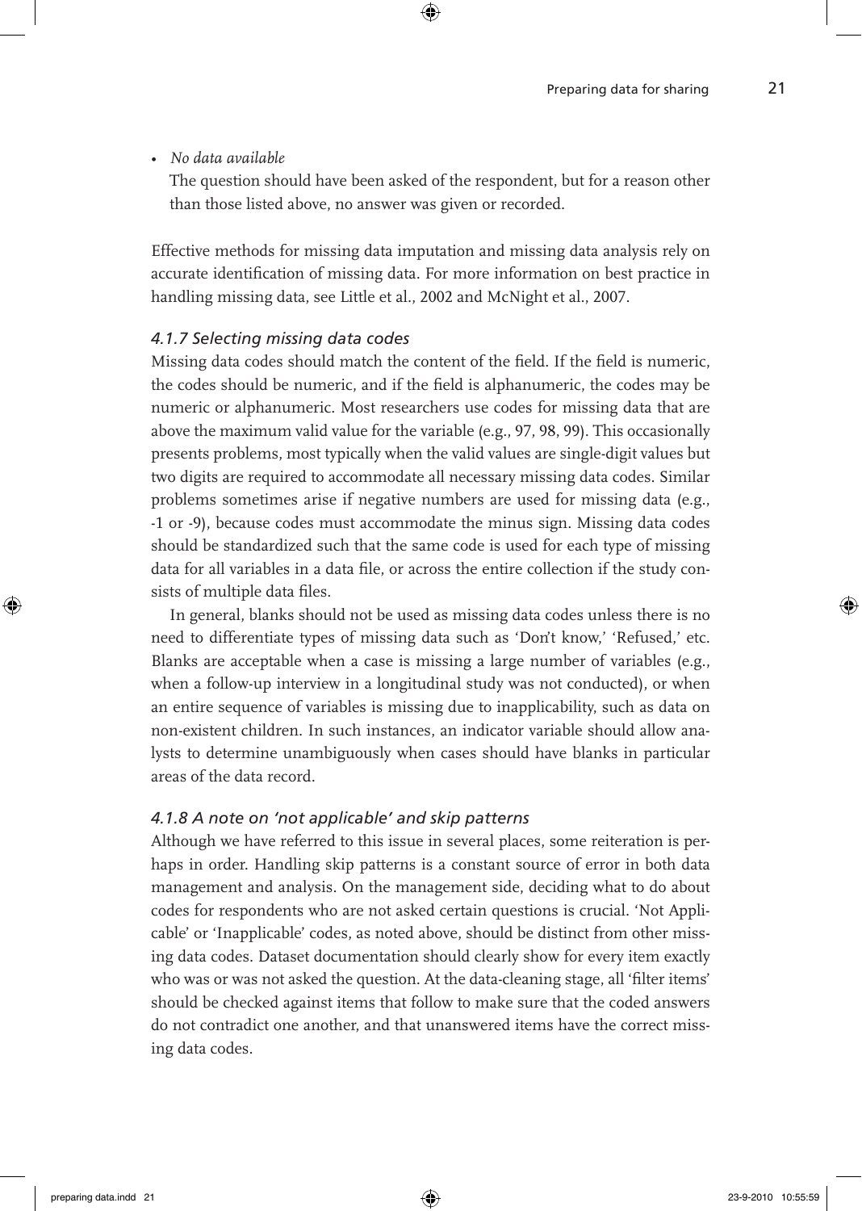- *No data available*

  The question should have been asked of the respondent, but for a reason other than those listed above, no answer was given or recorded.

Effective methods for missing data imputation and missing data analysis rely on accurate identification of missing data. For more information on best practice in handling missing data, see Little et al., 2002 and McNight et al., 2007.

### *4.1.7 Selecting missing data codes*

Missing data codes should match the content of the field. If the field is numeric, the codes should be numeric, and if the field is alphanumeric, the codes may be numeric or alphanumeric. Most researchers use codes for missing data that are above the maximum valid value for the variable (e.g., 97, 98, 99). This occasionally presents problems, most typically when the valid values are single-digit values but two digits are required to accommodate all necessary missing data codes. Similar problems sometimes arise if negative numbers are used for missing data (e.g., -1 or -9), because codes must accommodate the minus sign. Missing data codes should be standardized such that the same code is used for each type of missing data for all variables in a data file, or across the entire collection if the study consists of multiple data files.

In general, blanks should not be used as missing data codes unless there is no need to differentiate types of missing data such as 'Don't know,' 'Refused,' etc. Blanks are acceptable when a case is missing a large number of variables (e.g., when a follow-up interview in a longitudinal study was not conducted), or when an entire sequence of variables is missing due to inapplicability, such as data on non-existent children. In such instances, an indicator variable should allow analysts to determine unambiguously when cases should have blanks in particular areas of the data record.

### *4.1.8 A note on 'not applicable' and skip patterns*

Although we have referred to this issue in several places, some reiteration is perhaps in order. Handling skip patterns is a constant source of error in both data management and analysis. On the management side, deciding what to do about codes for respondents who are not asked certain questions is crucial. 'Not Applicable' or 'Inapplicable' codes, as noted above, should be distinct from other missing data codes. Dataset documentation should clearly show for every item exactly who was or was not asked the question. At the data-cleaning stage, all 'filter items' should be checked against items that follow to make sure that the coded answers do not contradict one another, and that unanswered items have the correct missing data codes.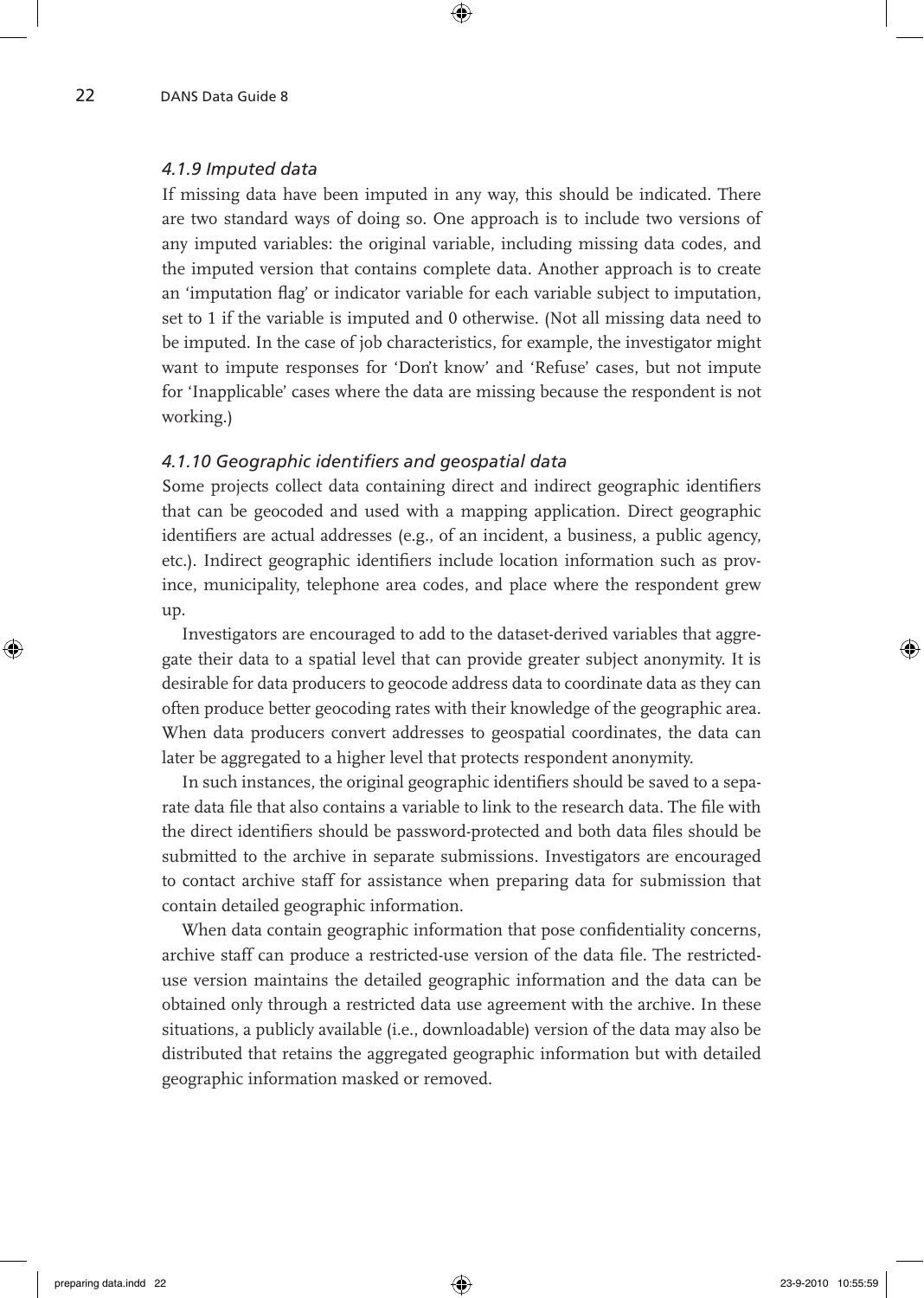### *4.1.9 Imputed data*

If missing data have been imputed in any way, this should be indicated. There are two standard ways of doing so. One approach is to include two versions of any imputed variables: the original variable, including missing data codes, and the imputed version that contains complete data. Another approach is to create an 'imputation flag' or indicator variable for each variable subject to imputation, set to 1 if the variable is imputed and 0 otherwise. (Not all missing data need to be imputed. In the case of job characteristics, for example, the investigator might want to impute responses for 'Don't know' and 'Refuse' cases, but not impute for 'Inapplicable' cases where the data are missing because the respondent is not working.)

### *4.1.10 Geographic identifiers and geospatial data*

Some projects collect data containing direct and indirect geographic identifiers that can be geocoded and used with a mapping application. Direct geographic identifiers are actual addresses (e.g., of an incident, a business, a public agency, etc.). Indirect geographic identifiers include location information such as province, municipality, telephone area codes, and place where the respondent grew up.

Investigators are encouraged to add to the dataset-derived variables that aggregate their data to a spatial level that can provide greater subject anonymity. It is desirable for data producers to geocode address data to coordinate data as they can often produce better geocoding rates with their knowledge of the geographic area. When data producers convert addresses to geospatial coordinates, the data can later be aggregated to a higher level that protects respondent anonymity.

In such instances, the original geographic identifiers should be saved to a separate data file that also contains a variable to link to the research data. The file with the direct identifiers should be password-protected and both data files should be submitted to the archive in separate submissions. Investigators are encouraged to contact archive staff for assistance when preparing data for submission that contain detailed geographic information.

When data contain geographic information that pose confidentiality concerns, archive staff can produce a restricted-use version of the data file. The restricted-use version maintains the detailed geographic information and the data can be obtained only through a restricted data use agreement with the archive. In these situations, a publicly available (i.e., downloadable) version of the data may also be distributed that retains the aggregated geographic information but with detailed geographic information masked or removed.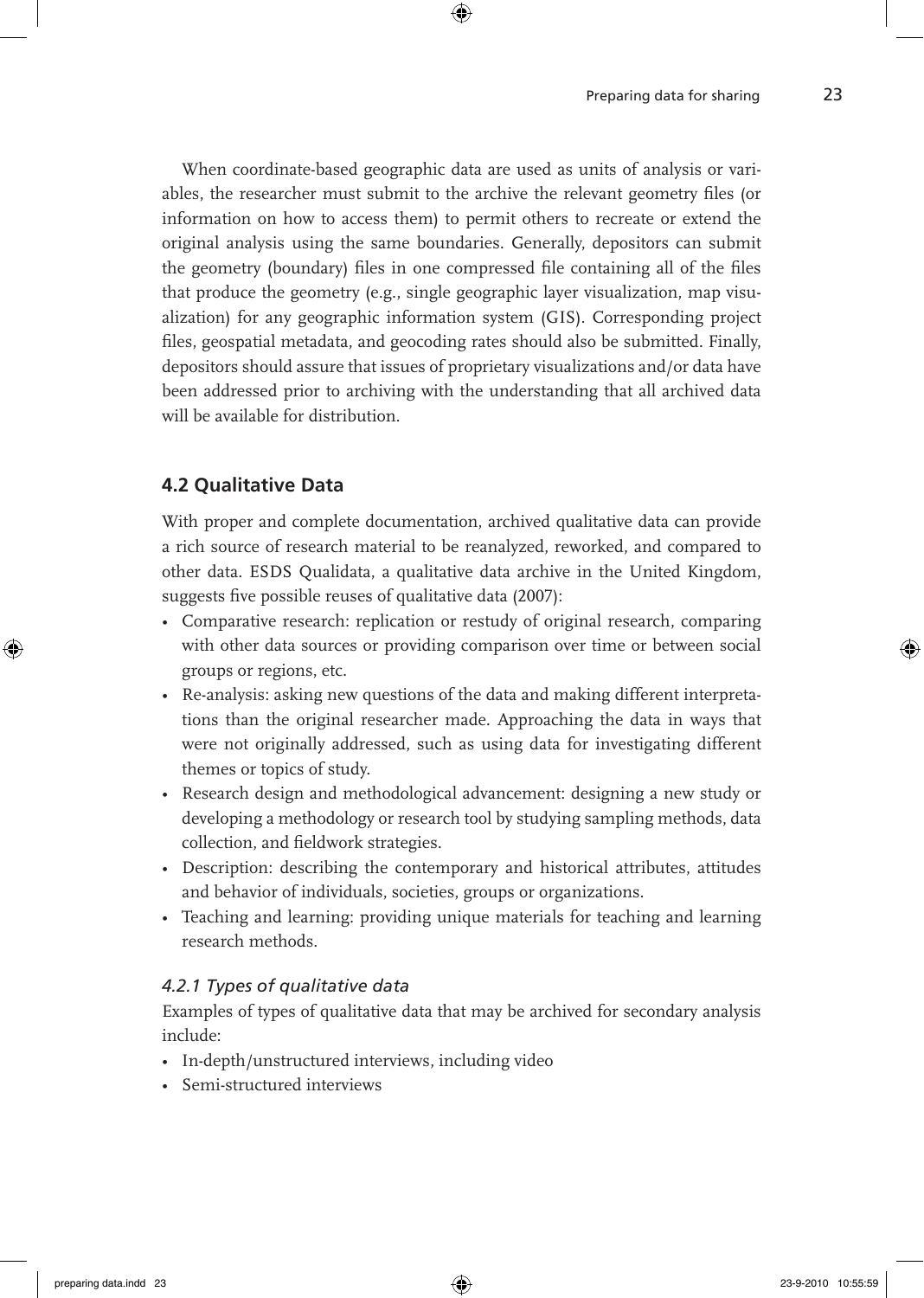When coordinate-based geographic data are used as units of analysis or variables, the researcher must submit to the archive the relevant geometry files (or information on how to access them) to permit others to recreate or extend the original analysis using the same boundaries. Generally, depositors can submit the geometry (boundary) files in one compressed file containing all of the files that produce the geometry (e.g., single geographic layer visualization, map visualization) for any geographic information system (GIS). Corresponding project files, geospatial metadata, and geocoding rates should also be submitted. Finally, depositors should assure that issues of proprietary visualizations and/or data have been addressed prior to archiving with the understanding that all archived data will be available for distribution.

## 4.2 Qualitative Data

With proper and complete documentation, archived qualitative data can provide a rich source of research material to be reanalyzed, reworked, and compared to other data. ESDS Qualidata, a qualitative data archive in the United Kingdom, suggests five possible reuses of qualitative data (2007):

- Comparative research: replication or restudy of original research, comparing with other data sources or providing comparison over time or between social groups or regions, etc.
- Re-analysis: asking new questions of the data and making different interpretations than the original researcher made. Approaching the data in ways that were not originally addressed, such as using data for investigating different themes or topics of study.
- Research design and methodological advancement: designing a new study or developing a methodology or research tool by studying sampling methods, data collection, and fieldwork strategies.
- Description: describing the contemporary and historical attributes, attitudes and behavior of individuals, societies, groups or organizations.
- Teaching and learning: providing unique materials for teaching and learning research methods.

### *4.2.1 Types of qualitative data*

Examples of types of qualitative data that may be archived for secondary analysis include:

- In-depth/unstructured interviews, including video
- Semi-structured interviews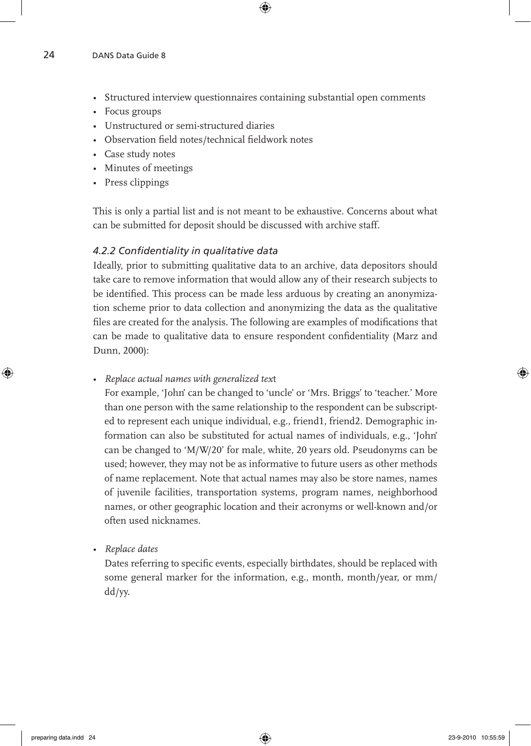- Structured interview questionnaires containing substantial open comments
- Focus groups
- Unstructured or semi-structured diaries
- Observation field notes/technical fieldwork notes
- Case study notes
- Minutes of meetings
- Press clippings

This is only a partial list and is not meant to be exhaustive. Concerns about what can be submitted for deposit should be discussed with archive staff.

### *4.2.2 Confidentiality in qualitative data*

Ideally, prior to submitting qualitative data to an archive, data depositors should take care to remove information that would allow any of their research subjects to be identified. This process can be made less arduous by creating an anonymization scheme prior to data collection and anonymizing the data as the qualitative files are created for the analysis. The following are examples of modifications that can be made to qualitative data to ensure respondent confidentiality (Marz and Dunn, 2000):

- *Replace actual names with generalized text*

  For example, 'John' can be changed to 'uncle' or 'Mrs. Briggs' to 'teacher.' More than one person with the same relationship to the respondent can be subscripted to represent each unique individual, e.g., friend1, friend2. Demographic information can also be substituted for actual names of individuals, e.g., 'John' can be changed to 'M/W/20' for male, white, 20 years old. Pseudonyms can be used; however, they may not be as informative to future users as other methods of name replacement. Note that actual names may also be store names, names of juvenile facilities, transportation systems, program names, neighborhood names, or other geographic location and their acronyms or well-known and/or often used nicknames.

- *Replace dates*

  Dates referring to specific events, especially birthdates, should be replaced with some general marker for the information, e.g., month, month/year, or mm/dd/yy.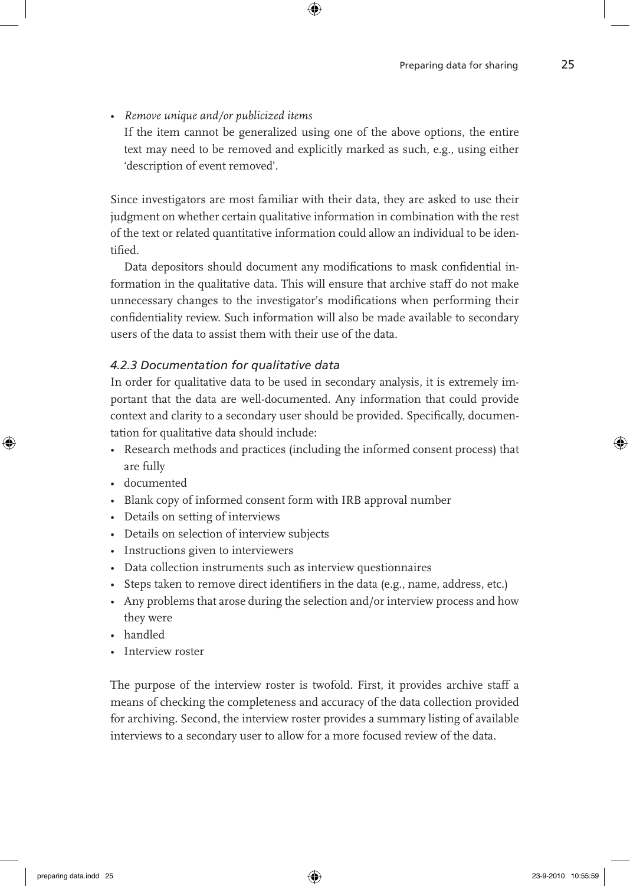- *Remove unique and/or publicized items*
  If the item cannot be generalized using one of the above options, the entire text may need to be removed and explicitly marked as such, e.g., using either 'description of event removed'.

Since investigators are most familiar with their data, they are asked to use their judgment on whether certain qualitative information in combination with the rest of the text or related quantitative information could allow an individual to be identified.

Data depositors should document any modifications to mask confidential information in the qualitative data. This will ensure that archive staff do not make unnecessary changes to the investigator's modifications when performing their confidentiality review. Such information will also be made available to secondary users of the data to assist them with their use of the data.

### *4.2.3 Documentation for qualitative data*

In order for qualitative data to be used in secondary analysis, it is extremely important that the data are well-documented. Any information that could provide context and clarity to a secondary user should be provided. Specifically, documentation for qualitative data should include:

- Research methods and practices (including the informed consent process) that are fully
- documented
- Blank copy of informed consent form with IRB approval number
- Details on setting of interviews
- Details on selection of interview subjects
- Instructions given to interviewers
- Data collection instruments such as interview questionnaires
- Steps taken to remove direct identifiers in the data (e.g., name, address, etc.)
- Any problems that arose during the selection and/or interview process and how they were
- handled
- Interview roster

The purpose of the interview roster is twofold. First, it provides archive staff a means of checking the completeness and accuracy of the data collection provided for archiving. Second, the interview roster provides a summary listing of available interviews to a secondary user to allow for a more focused review of the data.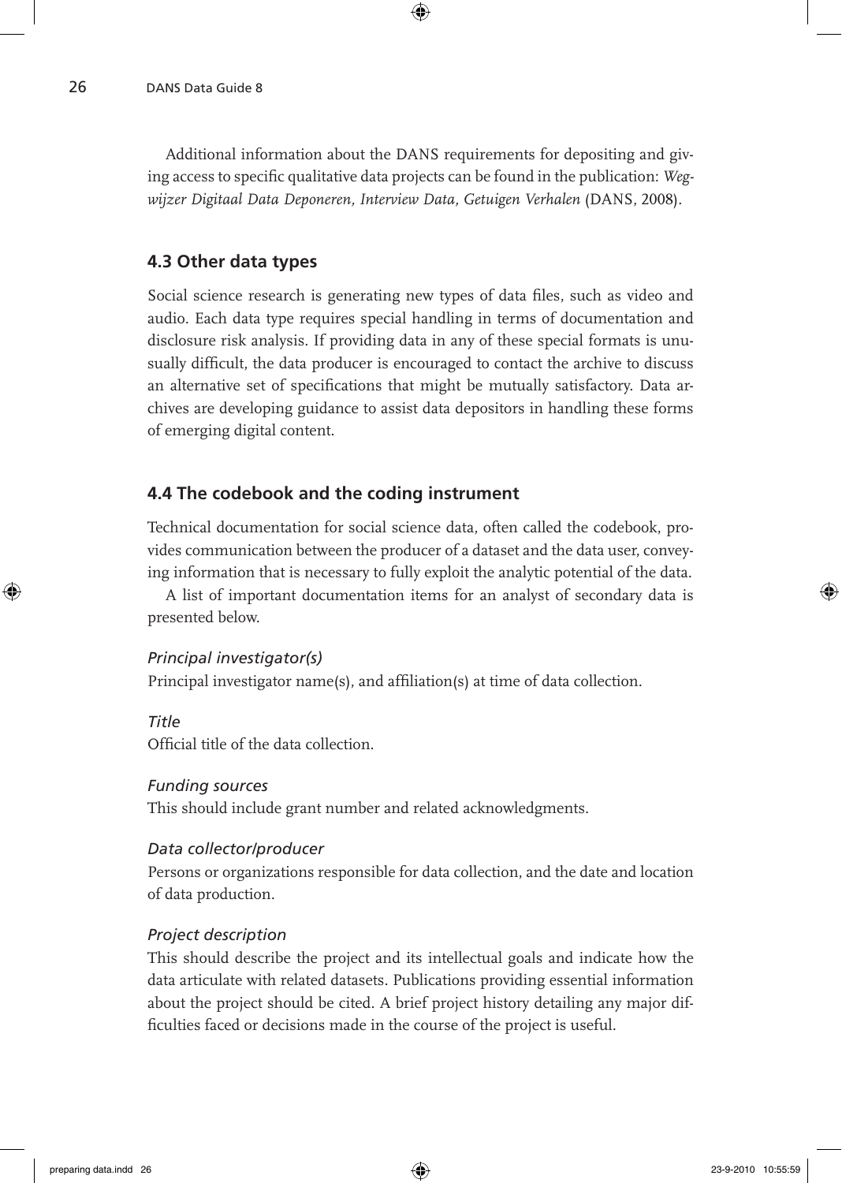Additional information about the DANS requirements for depositing and giving access to specific qualitative data projects can be found in the publication: *Wegwijzer Digitaal Data Deponeren, Interview Data, Getuigen Verhalen* (DANS, 2008).

## 4.3 Other data types

Social science research is generating new types of data files, such as video and audio. Each data type requires special handling in terms of documentation and disclosure risk analysis. If providing data in any of these special formats is unusually difficult, the data producer is encouraged to contact the archive to discuss an alternative set of specifications that might be mutually satisfactory. Data archives are developing guidance to assist data depositors in handling these forms of emerging digital content.

## 4.4 The codebook and the coding instrument

Technical documentation for social science data, often called the codebook, provides communication between the producer of a dataset and the data user, conveying information that is necessary to fully exploit the analytic potential of the data.

A list of important documentation items for an analyst of secondary data is presented below.

*Principal investigator(s)*
Principal investigator name(s), and affiliation(s) at time of data collection.

*Title*
Official title of the data collection.

*Funding sources*
This should include grant number and related acknowledgments.

*Data collector/producer*
Persons or organizations responsible for data collection, and the date and location of data production.

*Project description*
This should describe the project and its intellectual goals and indicate how the data articulate with related datasets. Publications providing essential information about the project should be cited. A brief project history detailing any major difficulties faced or decisions made in the course of the project is useful.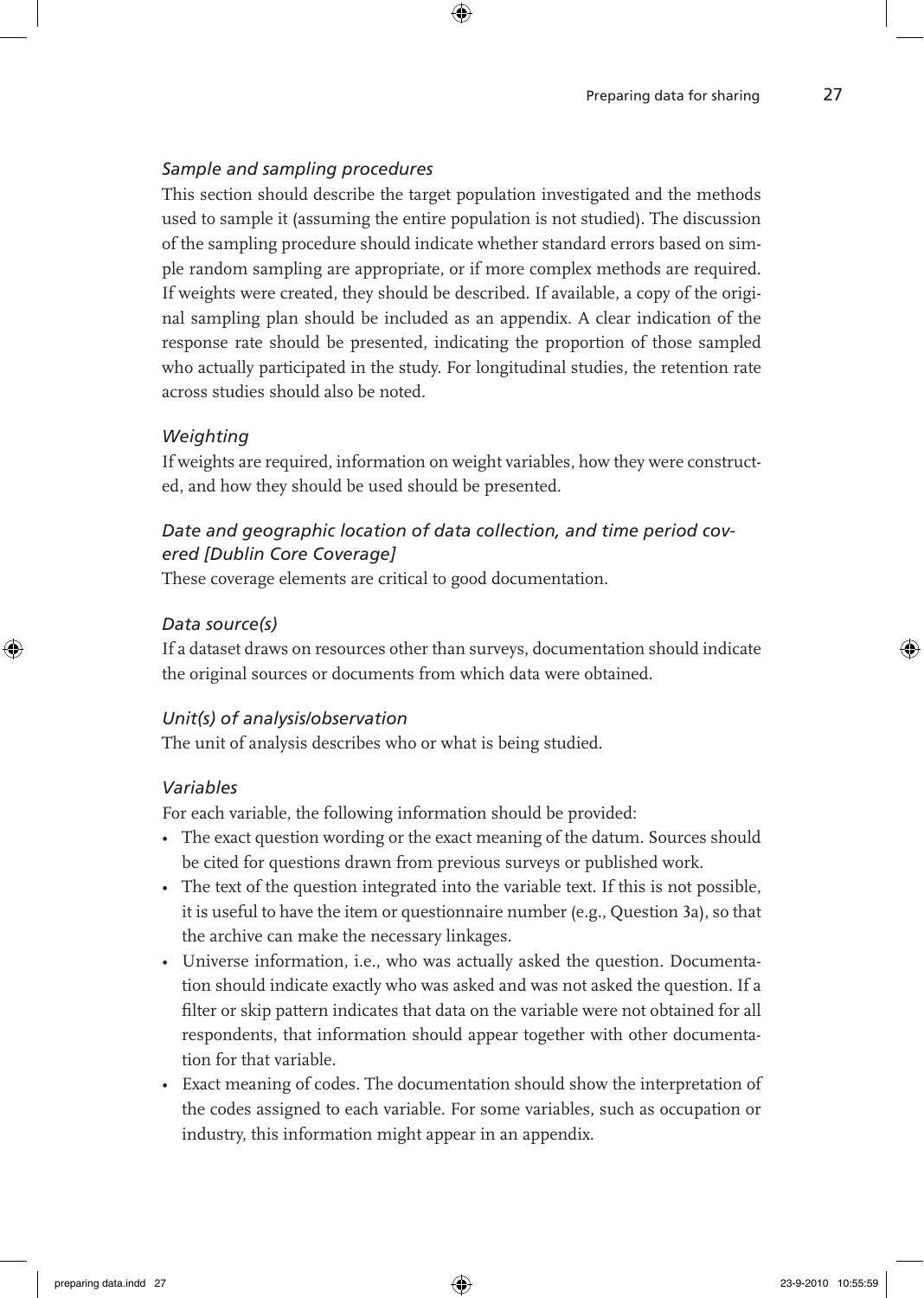### *Sample and sampling procedures*

This section should describe the target population investigated and the methods used to sample it (assuming the entire population is not studied). The discussion of the sampling procedure should indicate whether standard errors based on simple random sampling are appropriate, or if more complex methods are required. If weights were created, they should be described. If available, a copy of the original sampling plan should be included as an appendix. A clear indication of the response rate should be presented, indicating the proportion of those sampled who actually participated in the study. For longitudinal studies, the retention rate across studies should also be noted.

### *Weighting*

If weights are required, information on weight variables, how they were constructed, and how they should be used should be presented.

### *Date and geographic location of data collection, and time period covered [Dublin Core Coverage]*

These coverage elements are critical to good documentation.

### *Data source(s)*

If a dataset draws on resources other than surveys, documentation should indicate the original sources or documents from which data were obtained.

### *Unit(s) of analysis/observation*

The unit of analysis describes who or what is being studied.

### *Variables*

For each variable, the following information should be provided:

- The exact question wording or the exact meaning of the datum. Sources should be cited for questions drawn from previous surveys or published work.
- The text of the question integrated into the variable text. If this is not possible, it is useful to have the item or questionnaire number (e.g., Question 3a), so that the archive can make the necessary linkages.
- Universe information, i.e., who was actually asked the question. Documentation should indicate exactly who was asked and was not asked the question. If a filter or skip pattern indicates that data on the variable were not obtained for all respondents, that information should appear together with other documentation for that variable.
- Exact meaning of codes. The documentation should show the interpretation of the codes assigned to each variable. For some variables, such as occupation or industry, this information might appear in an appendix.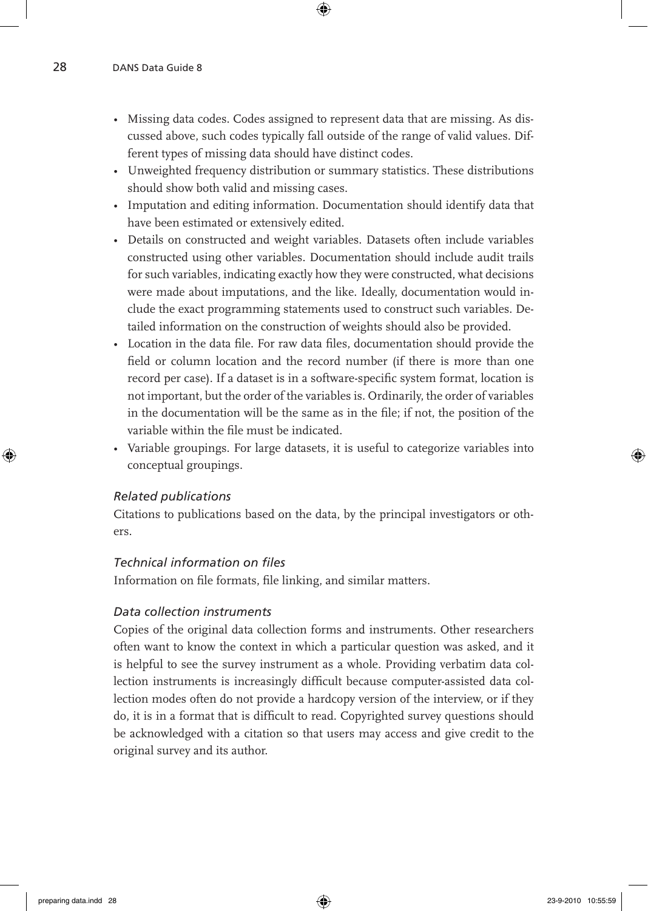- Missing data codes. Codes assigned to represent data that are missing. As discussed above, such codes typically fall outside of the range of valid values. Different types of missing data should have distinct codes.
- Unweighted frequency distribution or summary statistics. These distributions should show both valid and missing cases.
- Imputation and editing information. Documentation should identify data that have been estimated or extensively edited.
- Details on constructed and weight variables. Datasets often include variables constructed using other variables. Documentation should include audit trails for such variables, indicating exactly how they were constructed, what decisions were made about imputations, and the like. Ideally, documentation would include the exact programming statements used to construct such variables. Detailed information on the construction of weights should also be provided.
- Location in the data file. For raw data files, documentation should provide the field or column location and the record number (if there is more than one record per case). If a dataset is in a software-specific system format, location is not important, but the order of the variables is. Ordinarily, the order of variables in the documentation will be the same as in the file; if not, the position of the variable within the file must be indicated.
- Variable groupings. For large datasets, it is useful to categorize variables into conceptual groupings.

*Related publications*

Citations to publications based on the data, by the principal investigators or others.

*Technical information on files*

Information on file formats, file linking, and similar matters.

*Data collection instruments*

Copies of the original data collection forms and instruments. Other researchers often want to know the context in which a particular question was asked, and it is helpful to see the survey instrument as a whole. Providing verbatim data collection instruments is increasingly difficult because computer-assisted data collection modes often do not provide a hardcopy version of the interview, or if they do, it is in a format that is difficult to read. Copyrighted survey questions should be acknowledged with a citation so that users may access and give credit to the original survey and its author.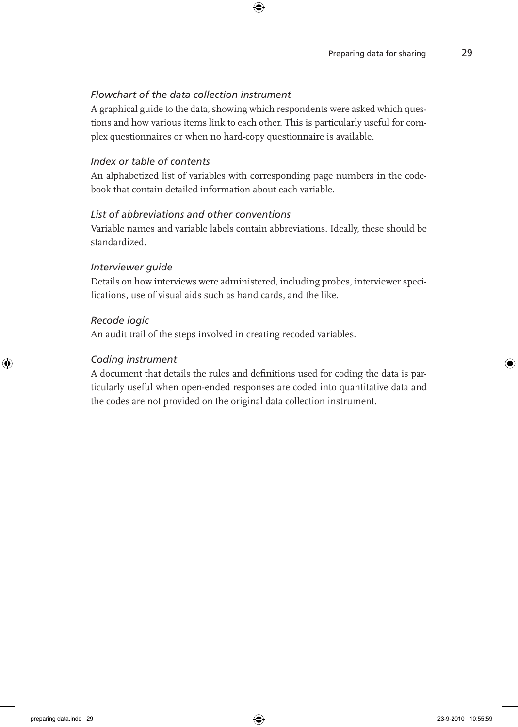*Flowchart of the data collection instrument*

A graphical guide to the data, showing which respondents were asked which questions and how various items link to each other. This is particularly useful for complex questionnaires or when no hard-copy questionnaire is available.

*Index or table of contents*

An alphabetized list of variables with corresponding page numbers in the codebook that contain detailed information about each variable.

*List of abbreviations and other conventions*

Variable names and variable labels contain abbreviations. Ideally, these should be standardized.

*Interviewer guide*

Details on how interviews were administered, including probes, interviewer specifications, use of visual aids such as hand cards, and the like.

*Recode logic*

An audit trail of the steps involved in creating recoded variables.

*Coding instrument*

A document that details the rules and definitions used for coding the data is particularly useful when open-ended responses are coded into quantitative data and the codes are not provided on the original data collection instrument.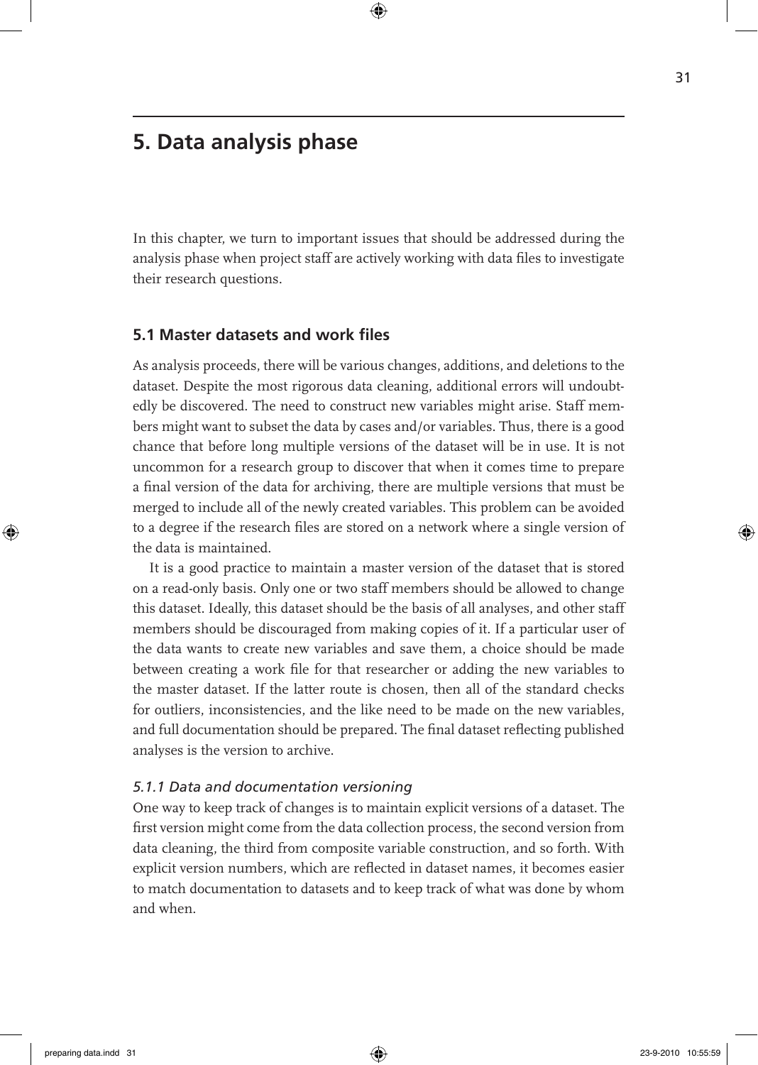# 5. Data analysis phase

In this chapter, we turn to important issues that should be addressed during the analysis phase when project staff are actively working with data files to investigate their research questions.

## 5.1 Master datasets and work files

As analysis proceeds, there will be various changes, additions, and deletions to the dataset. Despite the most rigorous data cleaning, additional errors will undoubtedly be discovered. The need to construct new variables might arise. Staff members might want to subset the data by cases and/or variables. Thus, there is a good chance that before long multiple versions of the dataset will be in use. It is not uncommon for a research group to discover that when it comes time to prepare a final version of the data for archiving, there are multiple versions that must be merged to include all of the newly created variables. This problem can be avoided to a degree if the research files are stored on a network where a single version of the data is maintained.

It is a good practice to maintain a master version of the dataset that is stored on a read-only basis. Only one or two staff members should be allowed to change this dataset. Ideally, this dataset should be the basis of all analyses, and other staff members should be discouraged from making copies of it. If a particular user of the data wants to create new variables and save them, a choice should be made between creating a work file for that researcher or adding the new variables to the master dataset. If the latter route is chosen, then all of the standard checks for outliers, inconsistencies, and the like need to be made on the new variables, and full documentation should be prepared. The final dataset reflecting published analyses is the version to archive.

### *5.1.1 Data and documentation versioning*

One way to keep track of changes is to maintain explicit versions of a dataset. The first version might come from the data collection process, the second version from data cleaning, the third from composite variable construction, and so forth. With explicit version numbers, which are reflected in dataset names, it becomes easier to match documentation to datasets and to keep track of what was done by whom and when.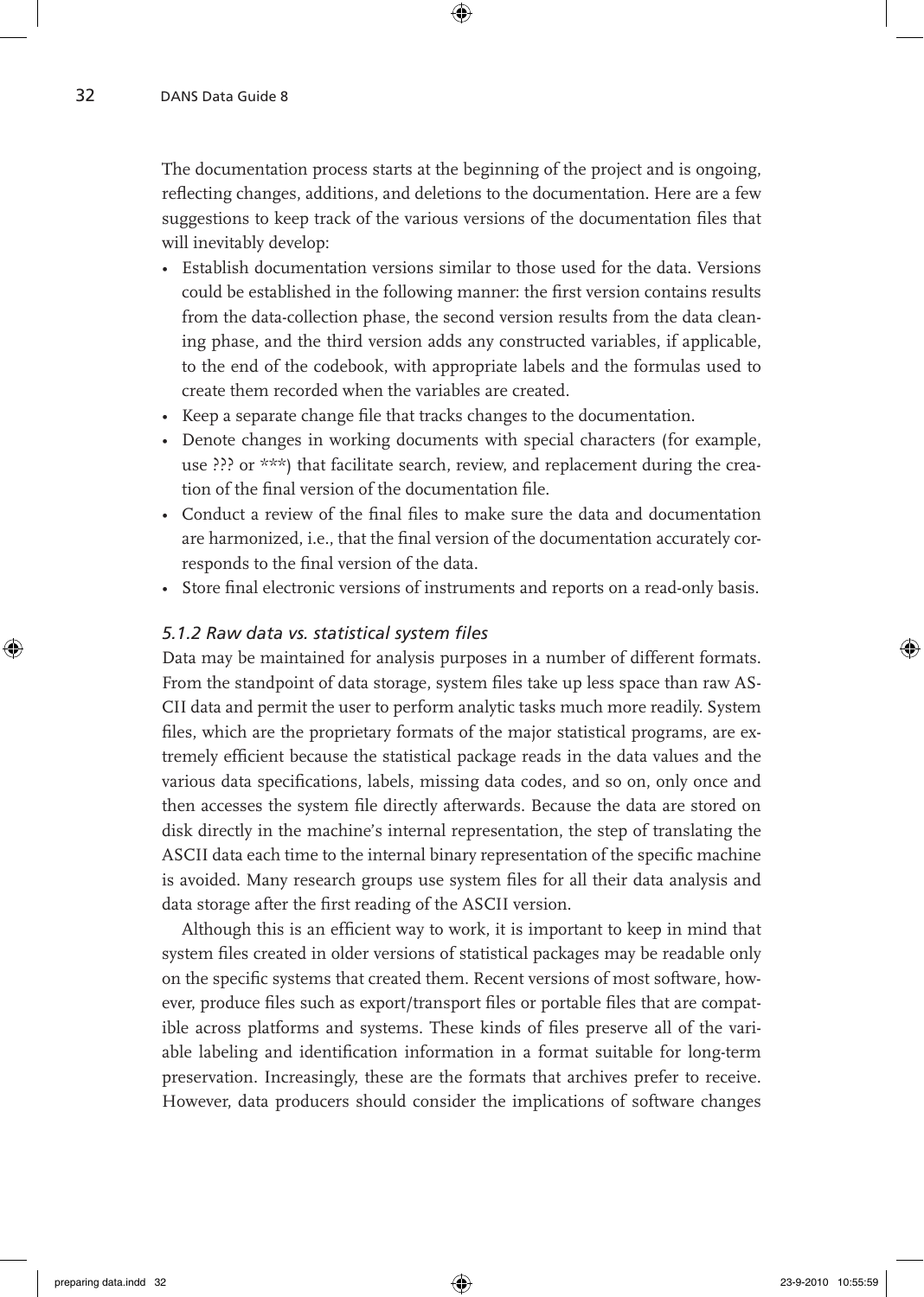The documentation process starts at the beginning of the project and is ongoing, reflecting changes, additions, and deletions to the documentation. Here are a few suggestions to keep track of the various versions of the documentation files that will inevitably develop:

- Establish documentation versions similar to those used for the data. Versions could be established in the following manner: the first version contains results from the data-collection phase, the second version results from the data cleaning phase, and the third version adds any constructed variables, if applicable, to the end of the codebook, with appropriate labels and the formulas used to create them recorded when the variables are created.
- Keep a separate change file that tracks changes to the documentation.
- Denote changes in working documents with special characters (for example, use ??? or ***) that facilitate search, review, and replacement during the creation of the final version of the documentation file.
- Conduct a review of the final files to make sure the data and documentation are harmonized, i.e., that the final version of the documentation accurately corresponds to the final version of the data.
- Store final electronic versions of instruments and reports on a read-only basis.

### *5.1.2 Raw data vs. statistical system files*

Data may be maintained for analysis purposes in a number of different formats. From the standpoint of data storage, system files take up less space than raw ASCII data and permit the user to perform analytic tasks much more readily. System files, which are the proprietary formats of the major statistical programs, are extremely efficient because the statistical package reads in the data values and the various data specifications, labels, missing data codes, and so on, only once and then accesses the system file directly afterwards. Because the data are stored on disk directly in the machine's internal representation, the step of translating the ASCII data each time to the internal binary representation of the specific machine is avoided. Many research groups use system files for all their data analysis and data storage after the first reading of the ASCII version.

Although this is an efficient way to work, it is important to keep in mind that system files created in older versions of statistical packages may be readable only on the specific systems that created them. Recent versions of most software, however, produce files such as export/transport files or portable files that are compatible across platforms and systems. These kinds of files preserve all of the variable labeling and identification information in a format suitable for long-term preservation. Increasingly, these are the formats that archives prefer to receive. However, data producers should consider the implications of software changes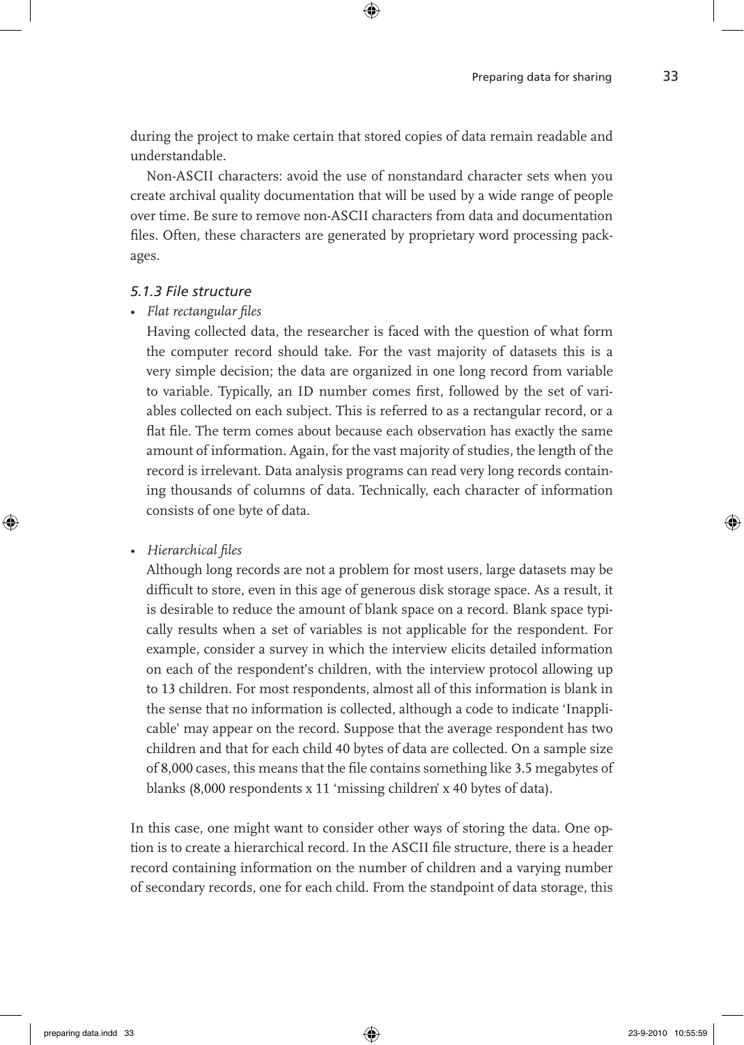during the project to make certain that stored copies of data remain readable and understandable.

Non-ASCII characters: avoid the use of nonstandard character sets when you create archival quality documentation that will be used by a wide range of people over time. Be sure to remove non-ASCII characters from data and documentation files. Often, these characters are generated by proprietary word processing packages.

### *5.1.3 File structure*

- *Flat rectangular files*

  Having collected data, the researcher is faced with the question of what form the computer record should take. For the vast majority of datasets this is a very simple decision; the data are organized in one long record from variable to variable. Typically, an ID number comes first, followed by the set of variables collected on each subject. This is referred to as a rectangular record, or a flat file. The term comes about because each observation has exactly the same amount of information. Again, for the vast majority of studies, the length of the record is irrelevant. Data analysis programs can read very long records containing thousands of columns of data. Technically, each character of information consists of one byte of data.

- *Hierarchical files*

  Although long records are not a problem for most users, large datasets may be difficult to store, even in this age of generous disk storage space. As a result, it is desirable to reduce the amount of blank space on a record. Blank space typically results when a set of variables is not applicable for the respondent. For example, consider a survey in which the interview elicits detailed information on each of the respondent's children, with the interview protocol allowing up to 13 children. For most respondents, almost all of this information is blank in the sense that no information is collected, although a code to indicate 'Inapplicable' may appear on the record. Suppose that the average respondent has two children and that for each child 40 bytes of data are collected. On a sample size of 8,000 cases, this means that the file contains something like 3.5 megabytes of blanks (8,000 respondents x 11 'missing children' x 40 bytes of data).

In this case, one might want to consider other ways of storing the data. One option is to create a hierarchical record. In the ASCII file structure, there is a header record containing information on the number of children and a varying number of secondary records, one for each child. From the standpoint of data storage, this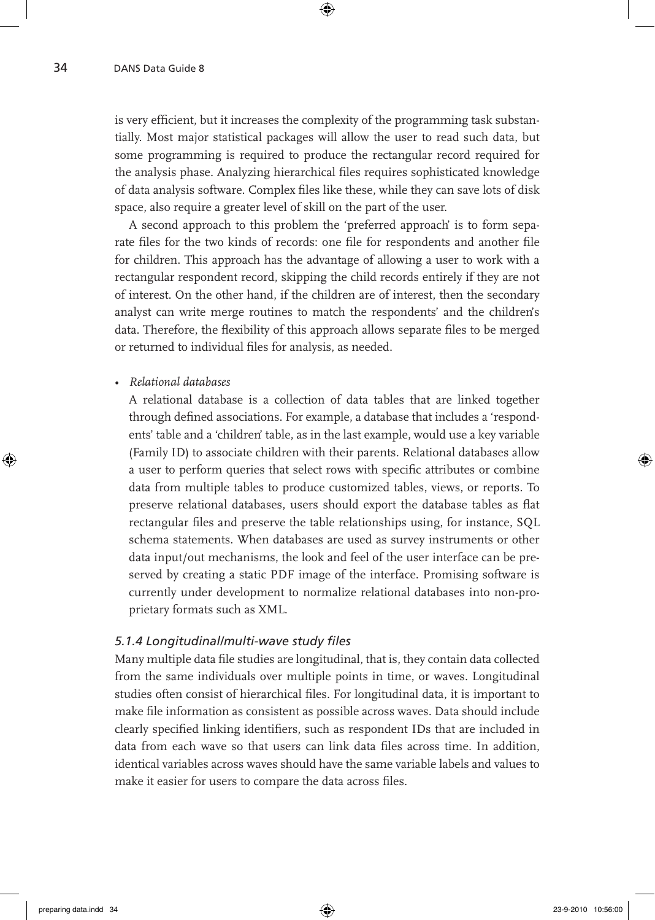is very efficient, but it increases the complexity of the programming task substantially. Most major statistical packages will allow the user to read such data, but some programming is required to produce the rectangular record required for the analysis phase. Analyzing hierarchical files requires sophisticated knowledge of data analysis software. Complex files like these, while they can save lots of disk space, also require a greater level of skill on the part of the user.

A second approach to this problem the 'preferred approach' is to form separate files for the two kinds of records: one file for respondents and another file for children. This approach has the advantage of allowing a user to work with a rectangular respondent record, skipping the child records entirely if they are not of interest. On the other hand, if the children are of interest, then the secondary analyst can write merge routines to match the respondents' and the children's data. Therefore, the flexibility of this approach allows separate files to be merged or returned to individual files for analysis, as needed.

- *Relational databases*

  A relational database is a collection of data tables that are linked together through defined associations. For example, a database that includes a 'respondents' table and a 'children' table, as in the last example, would use a key variable (Family ID) to associate children with their parents. Relational databases allow a user to perform queries that select rows with specific attributes or combine data from multiple tables to produce customized tables, views, or reports. To preserve relational databases, users should export the database tables as flat rectangular files and preserve the table relationships using, for instance, SQL schema statements. When databases are used as survey instruments or other data input/out mechanisms, the look and feel of the user interface can be preserved by creating a static PDF image of the interface. Promising software is currently under development to normalize relational databases into non-proprietary formats such as XML.

### *5.1.4 Longitudinal/multi-wave study files*

Many multiple data file studies are longitudinal, that is, they contain data collected from the same individuals over multiple points in time, or waves. Longitudinal studies often consist of hierarchical files. For longitudinal data, it is important to make file information as consistent as possible across waves. Data should include clearly specified linking identifiers, such as respondent IDs that are included in data from each wave so that users can link data files across time. In addition, identical variables across waves should have the same variable labels and values to make it easier for users to compare the data across files.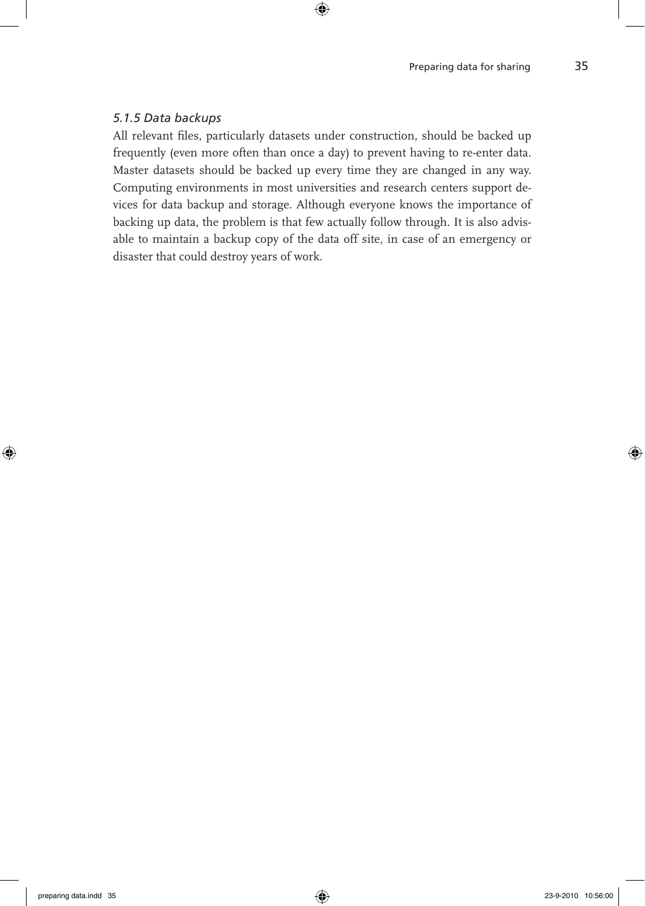### *5.1.5 Data backups*

All relevant files, particularly datasets under construction, should be backed up frequently (even more often than once a day) to prevent having to re-enter data. Master datasets should be backed up every time they are changed in any way. Computing environments in most universities and research centers support devices for data backup and storage. Although everyone knows the importance of backing up data, the problem is that few actually follow through. It is also advisable to maintain a backup copy of the data off site, in case of an emergency or disaster that could destroy years of work.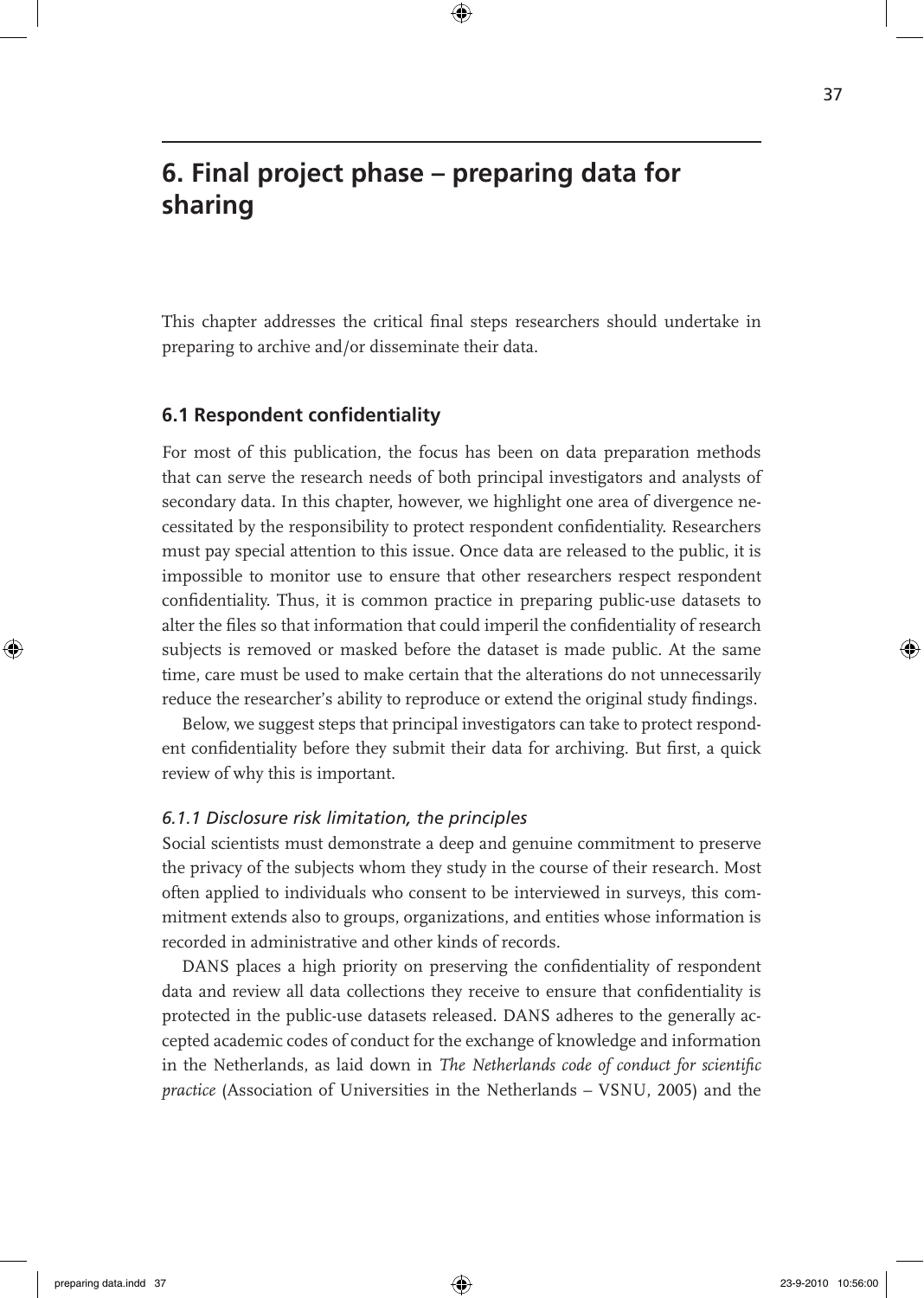# 6. Final project phase – preparing data for sharing

This chapter addresses the critical final steps researchers should undertake in preparing to archive and/or disseminate their data.

## 6.1 Respondent confidentiality

For most of this publication, the focus has been on data preparation methods that can serve the research needs of both principal investigators and analysts of secondary data. In this chapter, however, we highlight one area of divergence necessitated by the responsibility to protect respondent confidentiality. Researchers must pay special attention to this issue. Once data are released to the public, it is impossible to monitor use to ensure that other researchers respect respondent confidentiality. Thus, it is common practice in preparing public-use datasets to alter the files so that information that could imperil the confidentiality of research subjects is removed or masked before the dataset is made public. At the same time, care must be used to make certain that the alterations do not unnecessarily reduce the researcher's ability to reproduce or extend the original study findings.

Below, we suggest steps that principal investigators can take to protect respondent confidentiality before they submit their data for archiving. But first, a quick review of why this is important.

### *6.1.1 Disclosure risk limitation, the principles*

Social scientists must demonstrate a deep and genuine commitment to preserve the privacy of the subjects whom they study in the course of their research. Most often applied to individuals who consent to be interviewed in surveys, this commitment extends also to groups, organizations, and entities whose information is recorded in administrative and other kinds of records.

DANS places a high priority on preserving the confidentiality of respondent data and review all data collections they receive to ensure that confidentiality is protected in the public-use datasets released. DANS adheres to the generally accepted academic codes of conduct for the exchange of knowledge and information in the Netherlands, as laid down in *The Netherlands code of conduct for scientific practice* (Association of Universities in the Netherlands – VSNU, 2005) and the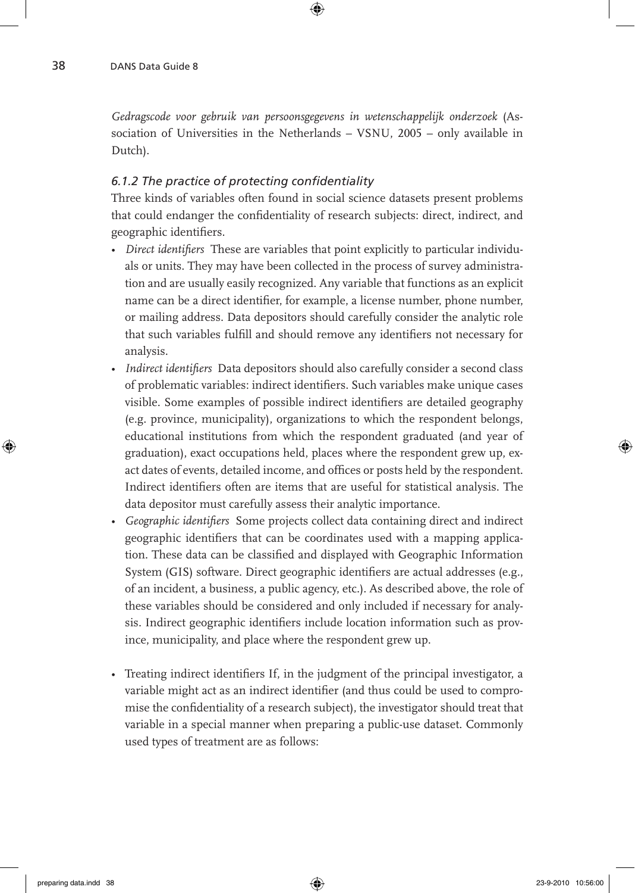*Gedragscode voor gebruik van persoonsgegevens in wetenschappelijk onderzoek* (Association of Universities in the Netherlands – VSNU, 2005 – only available in Dutch).

### *6.1.2 The practice of protecting confidentiality*

Three kinds of variables often found in social science datasets present problems that could endanger the confidentiality of research subjects: direct, indirect, and geographic identifiers.

- *Direct identifiers* These are variables that point explicitly to particular individuals or units. They may have been collected in the process of survey administration and are usually easily recognized. Any variable that functions as an explicit name can be a direct identifier, for example, a license number, phone number, or mailing address. Data depositors should carefully consider the analytic role that such variables fulfill and should remove any identifiers not necessary for analysis.
- *Indirect identifiers* Data depositors should also carefully consider a second class of problematic variables: indirect identifiers. Such variables make unique cases visible. Some examples of possible indirect identifiers are detailed geography (e.g. province, municipality), organizations to which the respondent belongs, educational institutions from which the respondent graduated (and year of graduation), exact occupations held, places where the respondent grew up, exact dates of events, detailed income, and offices or posts held by the respondent. Indirect identifiers often are items that are useful for statistical analysis. The data depositor must carefully assess their analytic importance.
- *Geographic identifiers* Some projects collect data containing direct and indirect geographic identifiers that can be coordinates used with a mapping application. These data can be classified and displayed with Geographic Information System (GIS) software. Direct geographic identifiers are actual addresses (e.g., of an incident, a business, a public agency, etc.). As described above, the role of these variables should be considered and only included if necessary for analysis. Indirect geographic identifiers include location information such as province, municipality, and place where the respondent grew up.

- Treating indirect identifiers If, in the judgment of the principal investigator, a variable might act as an indirect identifier (and thus could be used to compromise the confidentiality of a research subject), the investigator should treat that variable in a special manner when preparing a public-use dataset. Commonly used types of treatment are as follows: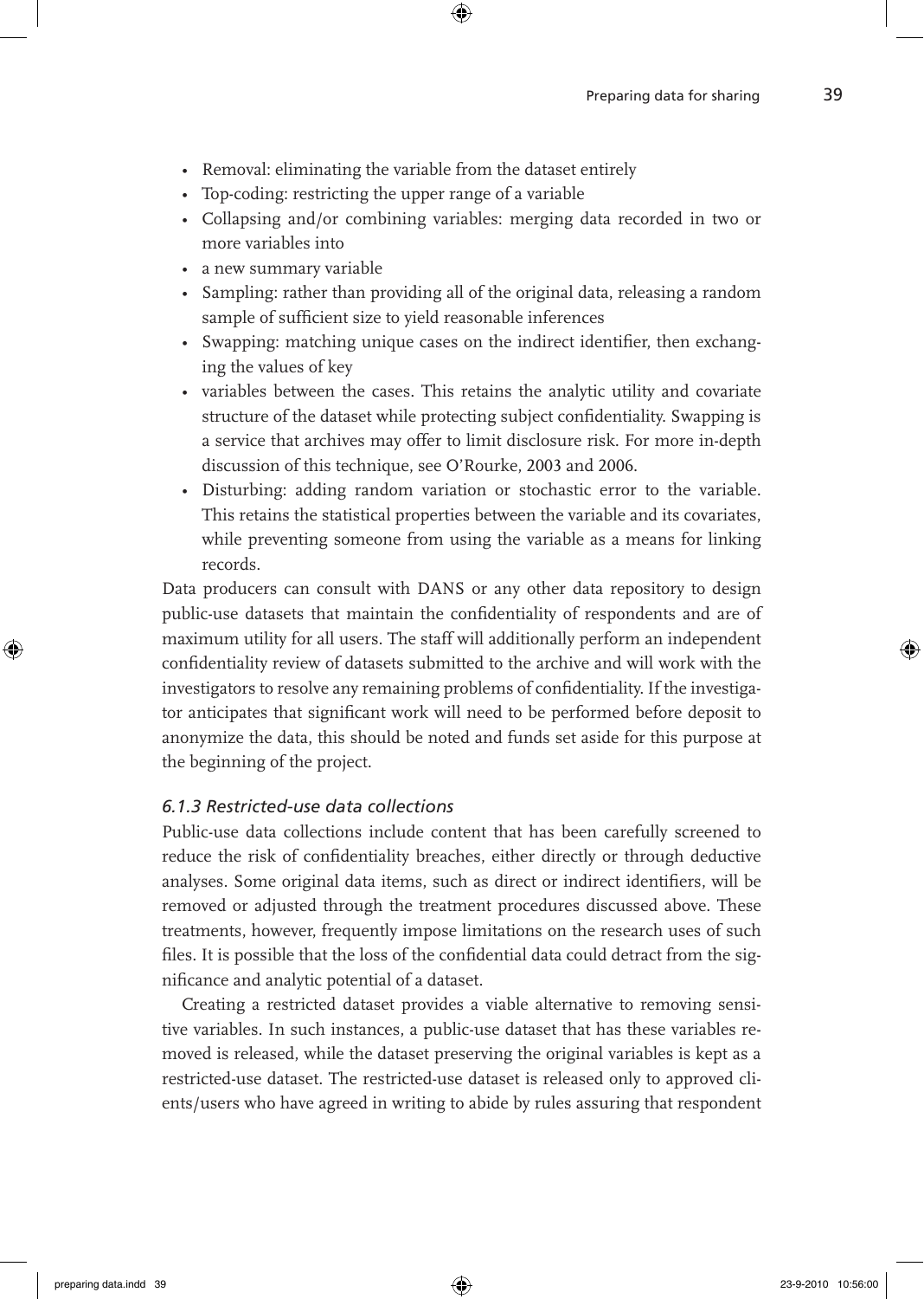- Removal: eliminating the variable from the dataset entirely
- Top-coding: restricting the upper range of a variable
- Collapsing and/or combining variables: merging data recorded in two or more variables into
- a new summary variable
- Sampling: rather than providing all of the original data, releasing a random sample of sufficient size to yield reasonable inferences
- Swapping: matching unique cases on the indirect identifier, then exchanging the values of key
- variables between the cases. This retains the analytic utility and covariate structure of the dataset while protecting subject confidentiality. Swapping is a service that archives may offer to limit disclosure risk. For more in-depth discussion of this technique, see O'Rourke, 2003 and 2006.
- Disturbing: adding random variation or stochastic error to the variable. This retains the statistical properties between the variable and its covariates, while preventing someone from using the variable as a means for linking records.

Data producers can consult with DANS or any other data repository to design public-use datasets that maintain the confidentiality of respondents and are of maximum utility for all users. The staff will additionally perform an independent confidentiality review of datasets submitted to the archive and will work with the investigators to resolve any remaining problems of confidentiality. If the investigator anticipates that significant work will need to be performed before deposit to anonymize the data, this should be noted and funds set aside for this purpose at the beginning of the project.

### *6.1.3 Restricted-use data collections*

Public-use data collections include content that has been carefully screened to reduce the risk of confidentiality breaches, either directly or through deductive analyses. Some original data items, such as direct or indirect identifiers, will be removed or adjusted through the treatment procedures discussed above. These treatments, however, frequently impose limitations on the research uses of such files. It is possible that the loss of the confidential data could detract from the significance and analytic potential of a dataset.

Creating a restricted dataset provides a viable alternative to removing sensitive variables. In such instances, a public-use dataset that has these variables removed is released, while the dataset preserving the original variables is kept as a restricted-use dataset. The restricted-use dataset is released only to approved clients/users who have agreed in writing to abide by rules assuring that respondent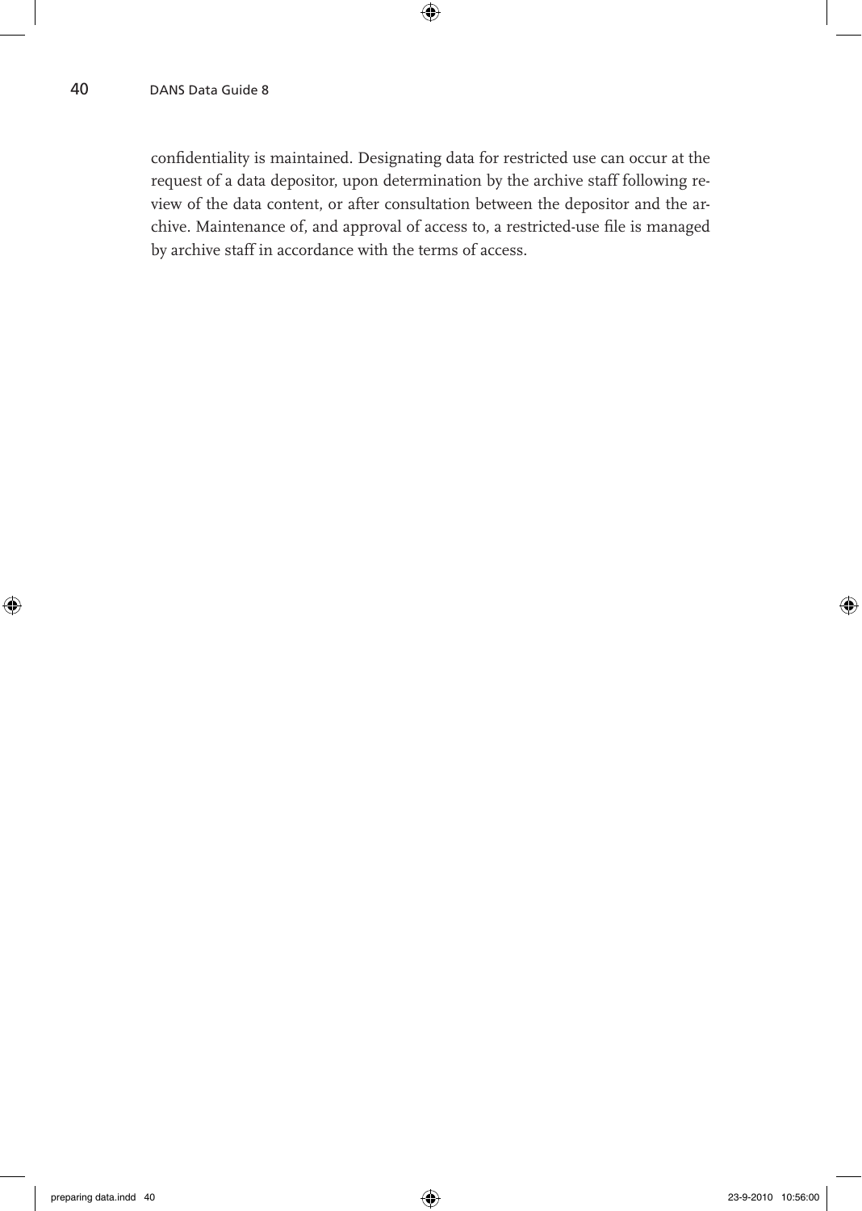confidentiality is maintained. Designating data for restricted use can occur at the request of a data depositor, upon determination by the archive staff following review of the data content, or after consultation between the depositor and the archive. Maintenance of, and approval of access to, a restricted-use file is managed by archive staff in accordance with the terms of access.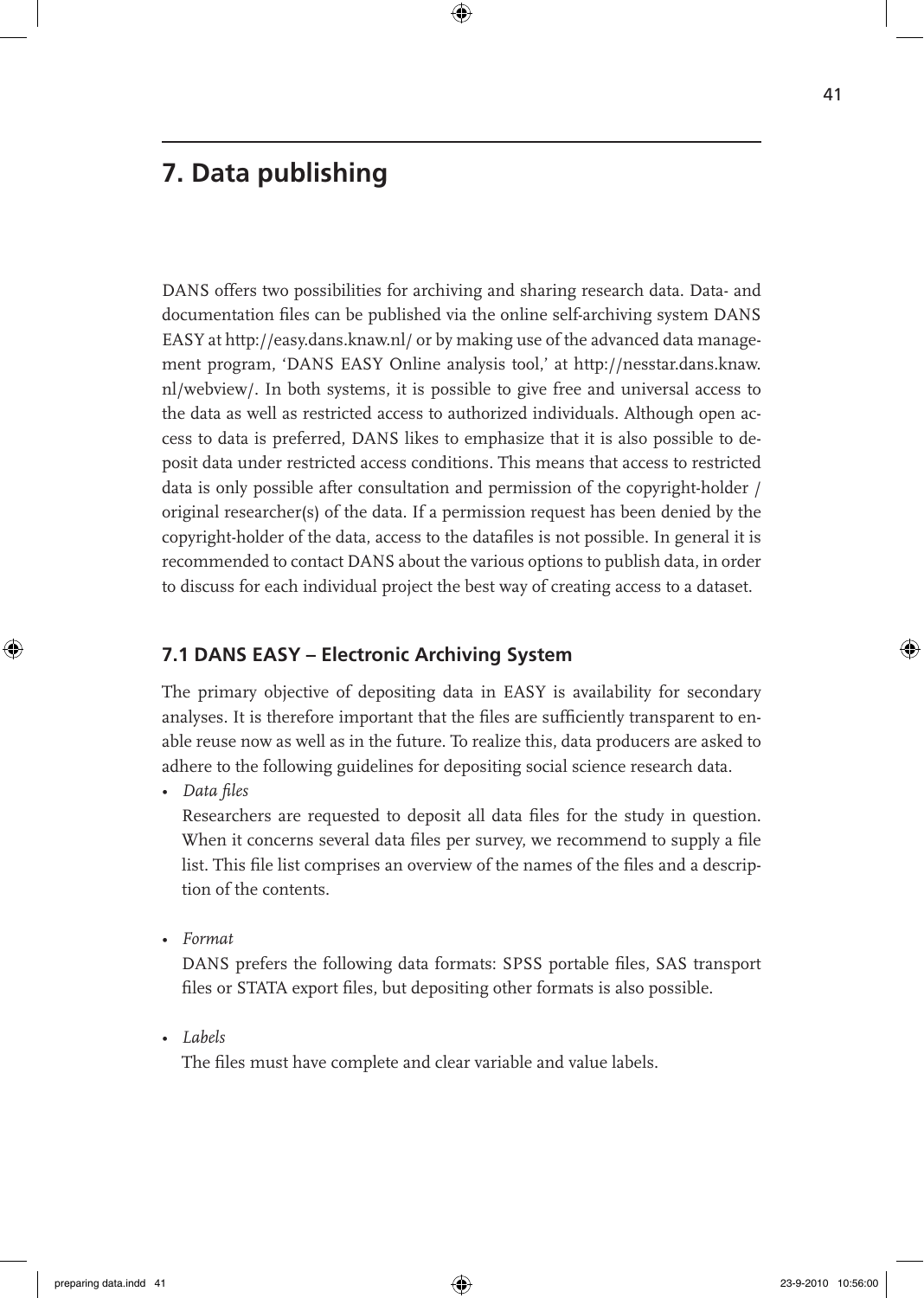# 7. Data publishing

DANS offers two possibilities for archiving and sharing research data. Data- and documentation files can be published via the online self-archiving system DANS EASY at http://easy.dans.knaw.nl/ or by making use of the advanced data management program, 'DANS EASY Online analysis tool,' at http://nesstar.dans.knaw.nl/webview/. In both systems, it is possible to give free and universal access to the data as well as restricted access to authorized individuals. Although open access to data is preferred, DANS likes to emphasize that it is also possible to deposit data under restricted access conditions. This means that access to restricted data is only possible after consultation and permission of the copyright-holder / original researcher(s) of the data. If a permission request has been denied by the copyright-holder of the data, access to the datafiles is not possible. In general it is recommended to contact DANS about the various options to publish data, in order to discuss for each individual project the best way of creating access to a dataset.

## 7.1 DANS EASY – Electronic Archiving System

The primary objective of depositing data in EASY is availability for secondary analyses. It is therefore important that the files are sufficiently transparent to enable reuse now as well as in the future. To realize this, data producers are asked to adhere to the following guidelines for depositing social science research data.

- *Data files*

  Researchers are requested to deposit all data files for the study in question. When it concerns several data files per survey, we recommend to supply a file list. This file list comprises an overview of the names of the files and a description of the contents.

- *Format*

  DANS prefers the following data formats: SPSS portable files, SAS transport files or STATA export files, but depositing other formats is also possible.

- *Labels*

  The files must have complete and clear variable and value labels.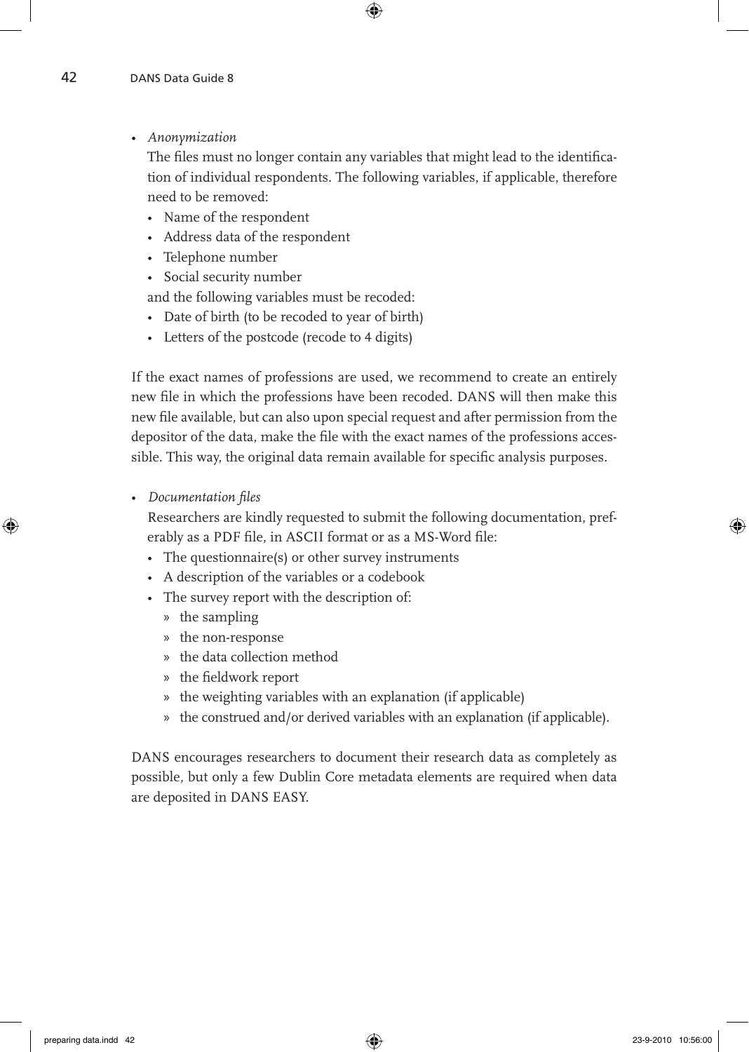- *Anonymization*

  The files must no longer contain any variables that might lead to the identification of individual respondents. The following variables, if applicable, therefore need to be removed:
  - Name of the respondent
  - Address data of the respondent
  - Telephone number
  - Social security number

  and the following variables must be recoded:
  - Date of birth (to be recoded to year of birth)
  - Letters of the postcode (recode to 4 digits)

If the exact names of professions are used, we recommend to create an entirely new file in which the professions have been recoded. DANS will then make this new file available, but can also upon special request and after permission from the depositor of the data, make the file with the exact names of the professions accessible. This way, the original data remain available for specific analysis purposes.

- *Documentation files*

  Researchers are kindly requested to submit the following documentation, preferably as a PDF file, in ASCII format or as a MS-Word file:
  - The questionnaire(s) or other survey instruments
  - A description of the variables or a codebook
  - The survey report with the description of:
    - the sampling
    - the non-response
    - the data collection method
    - the fieldwork report
    - the weighting variables with an explanation (if applicable)
    - the construed and/or derived variables with an explanation (if applicable).

DANS encourages researchers to document their research data as completely as possible, but only a few Dublin Core metadata elements are required when data are deposited in DANS EASY.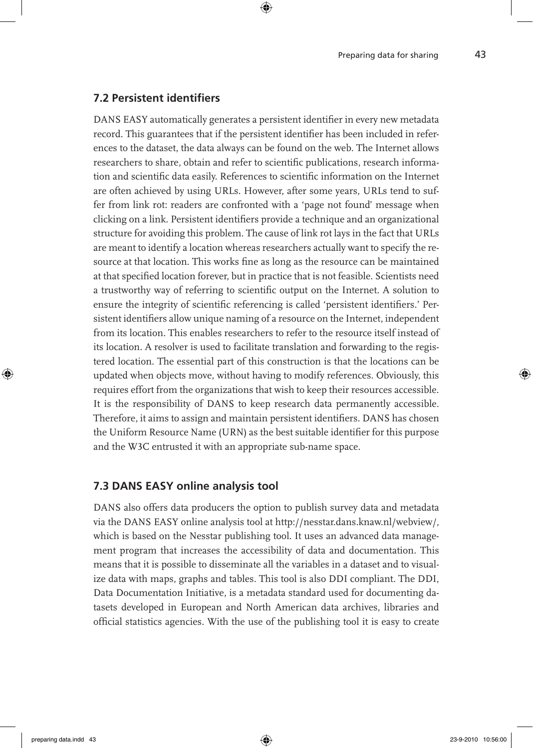## 7.2 Persistent identifiers

DANS EASY automatically generates a persistent identifier in every new metadata record. This guarantees that if the persistent identifier has been included in references to the dataset, the data always can be found on the web. The Internet allows researchers to share, obtain and refer to scientific publications, research information and scientific data easily. References to scientific information on the Internet are often achieved by using URLs. However, after some years, URLs tend to suffer from link rot: readers are confronted with a 'page not found' message when clicking on a link. Persistent identifiers provide a technique and an organizational structure for avoiding this problem. The cause of link rot lays in the fact that URLs are meant to identify a location whereas researchers actually want to specify the resource at that location. This works fine as long as the resource can be maintained at that specified location forever, but in practice that is not feasible. Scientists need a trustworthy way of referring to scientific output on the Internet. A solution to ensure the integrity of scientific referencing is called 'persistent identifiers.' Persistent identifiers allow unique naming of a resource on the Internet, independent from its location. This enables researchers to refer to the resource itself instead of its location. A resolver is used to facilitate translation and forwarding to the registered location. The essential part of this construction is that the locations can be updated when objects move, without having to modify references. Obviously, this requires effort from the organizations that wish to keep their resources accessible. It is the responsibility of DANS to keep research data permanently accessible. Therefore, it aims to assign and maintain persistent identifiers. DANS has chosen the Uniform Resource Name (URN) as the best suitable identifier for this purpose and the W3C entrusted it with an appropriate sub-name space.

## 7.3 DANS EASY online analysis tool

DANS also offers data producers the option to publish survey data and metadata via the DANS EASY online analysis tool at http://nesstar.dans.knaw.nl/webview/, which is based on the Nesstar publishing tool. It uses an advanced data management program that increases the accessibility of data and documentation. This means that it is possible to disseminate all the variables in a dataset and to visualize data with maps, graphs and tables. This tool is also DDI compliant. The DDI, Data Documentation Initiative, is a metadata standard used for documenting datasets developed in European and North American data archives, libraries and official statistics agencies. With the use of the publishing tool it is easy to create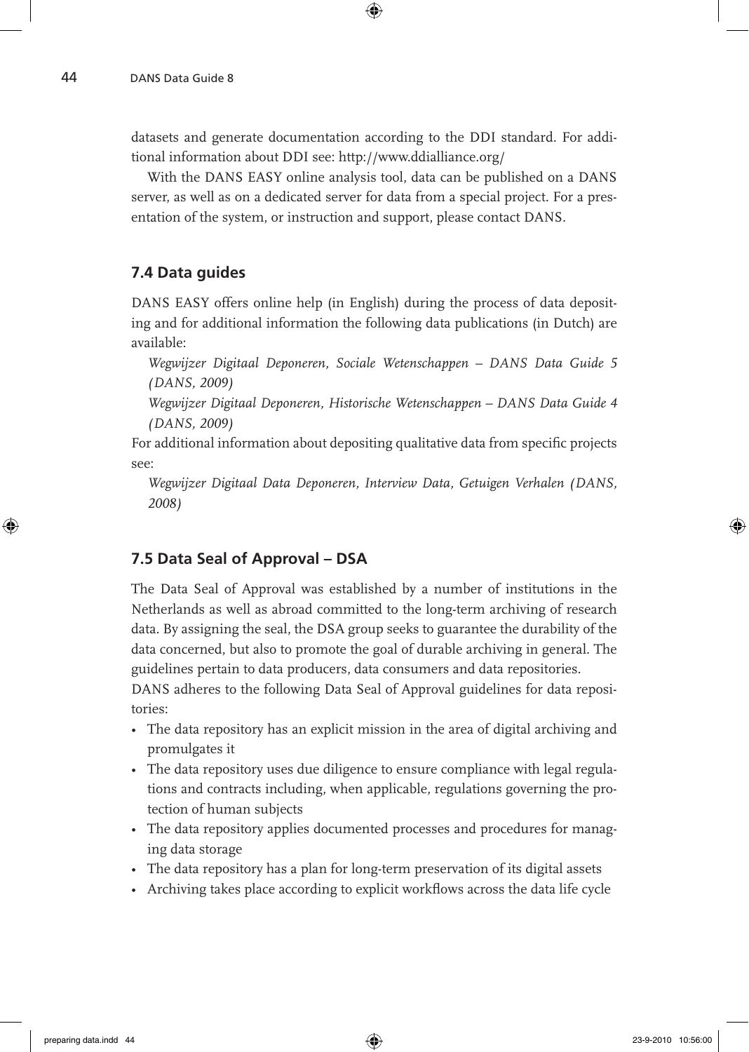datasets and generate documentation according to the DDI standard. For additional information about DDI see: http://www.ddialliance.org/

With the DANS EASY online analysis tool, data can be published on a DANS server, as well as on a dedicated server for data from a special project. For a presentation of the system, or instruction and support, please contact DANS.

## 7.4 Data guides

DANS EASY offers online help (in English) during the process of data depositing and for additional information the following data publications (in Dutch) are available:

*Wegwijzer Digitaal Deponeren, Sociale Wetenschappen – DANS Data Guide 5 (DANS, 2009)*

*Wegwijzer Digitaal Deponeren, Historische Wetenschappen – DANS Data Guide 4 (DANS, 2009)*

For additional information about depositing qualitative data from specific projects see:

*Wegwijzer Digitaal Data Deponeren, Interview Data, Getuigen Verhalen (DANS, 2008)*

## 7.5 Data Seal of Approval – DSA

The Data Seal of Approval was established by a number of institutions in the Netherlands as well as abroad committed to the long-term archiving of research data. By assigning the seal, the DSA group seeks to guarantee the durability of the data concerned, but also to promote the goal of durable archiving in general. The guidelines pertain to data producers, data consumers and data repositories.

DANS adheres to the following Data Seal of Approval guidelines for data repositories:

- The data repository has an explicit mission in the area of digital archiving and promulgates it
- The data repository uses due diligence to ensure compliance with legal regulations and contracts including, when applicable, regulations governing the protection of human subjects
- The data repository applies documented processes and procedures for managing data storage
- The data repository has a plan for long-term preservation of its digital assets
- Archiving takes place according to explicit workflows across the data life cycle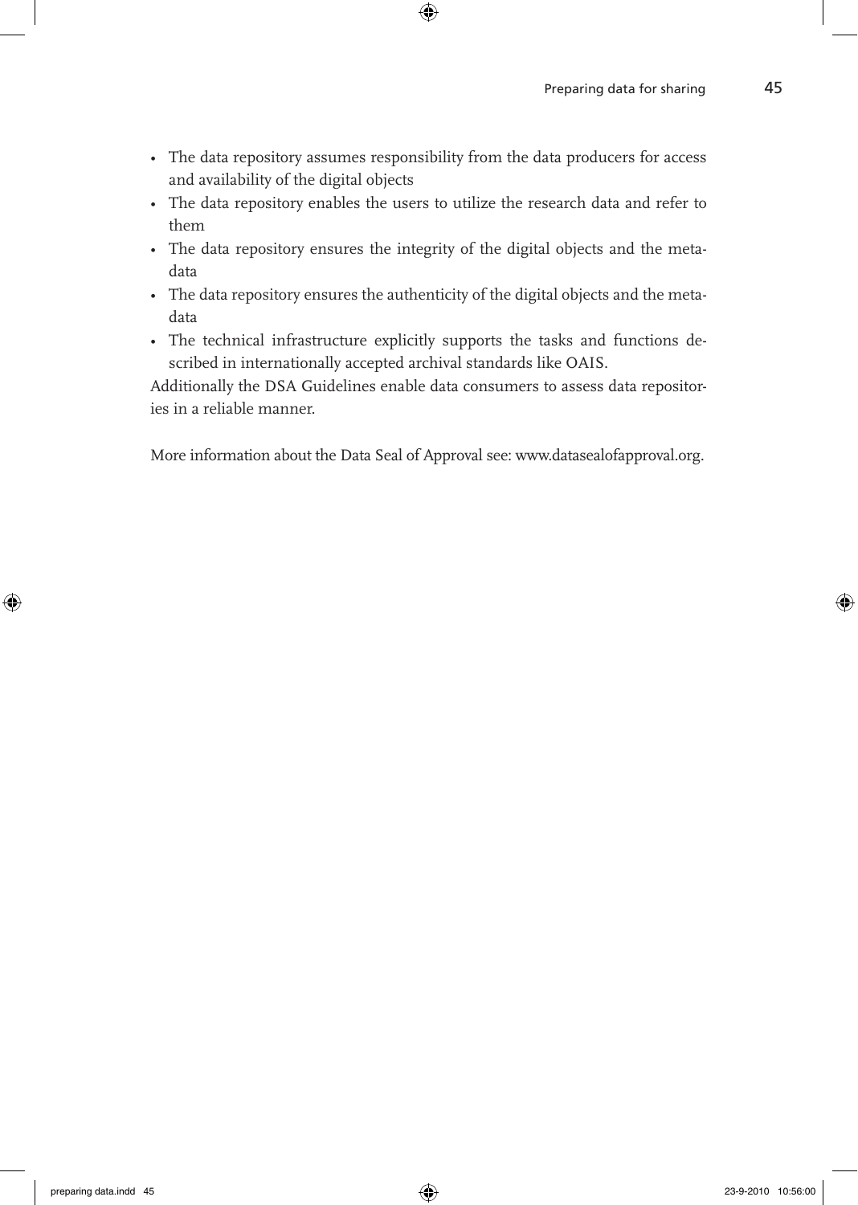- The data repository assumes responsibility from the data producers for access and availability of the digital objects
- The data repository enables the users to utilize the research data and refer to them
- The data repository ensures the integrity of the digital objects and the metadata
- The data repository ensures the authenticity of the digital objects and the metadata
- The technical infrastructure explicitly supports the tasks and functions described in internationally accepted archival standards like OAIS.

Additionally the DSA Guidelines enable data consumers to assess data repositories in a reliable manner.

More information about the Data Seal of Approval see: www.datasealofapproval.org.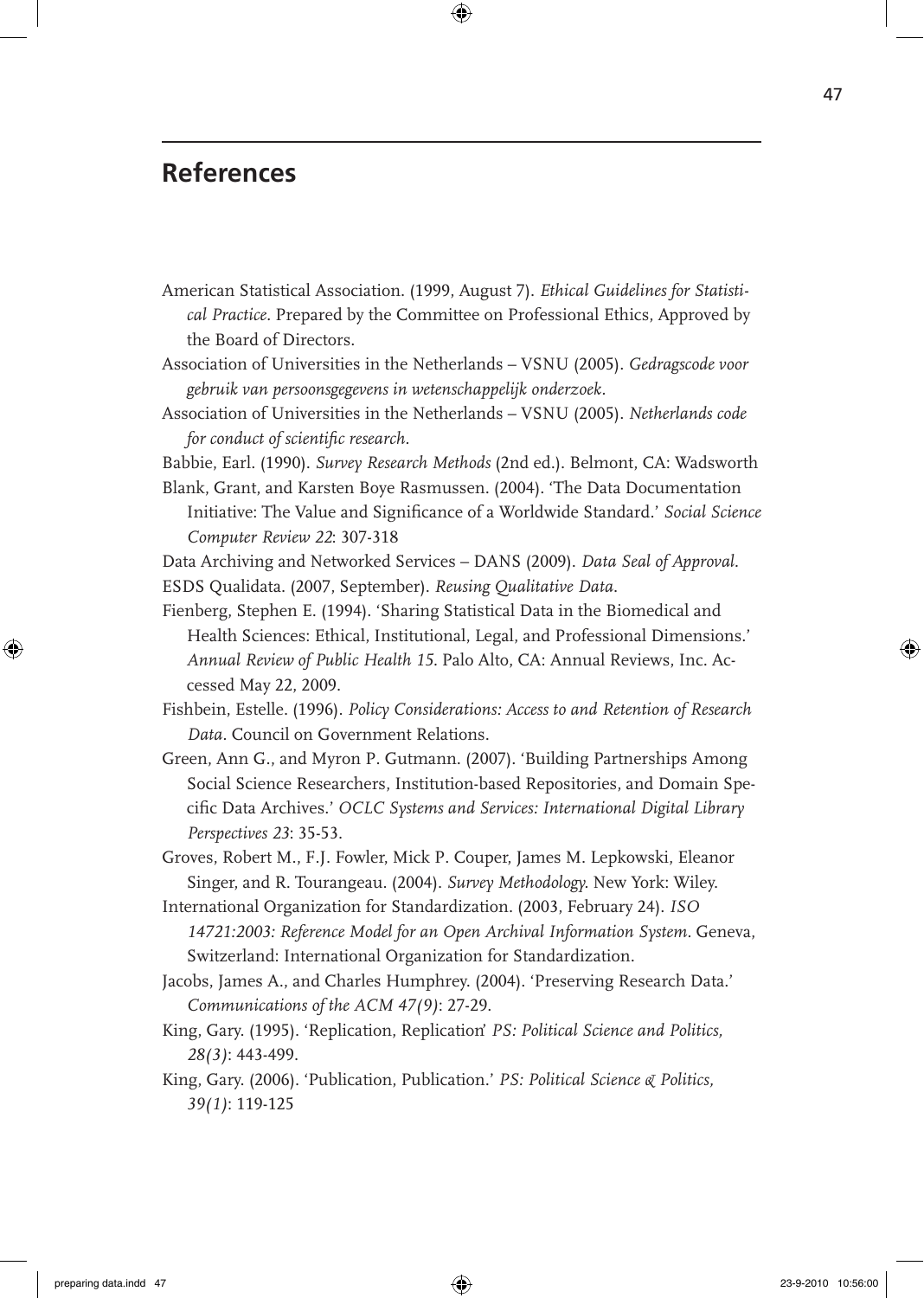## References

American Statistical Association. (1999, August 7). *Ethical Guidelines for Statistical Practice*. Prepared by the Committee on Professional Ethics, Approved by the Board of Directors.

Association of Universities in the Netherlands – VSNU (2005). *Gedragscode voor gebruik van persoonsgegevens in wetenschappelijk onderzoek*.

Association of Universities in the Netherlands – VSNU (2005). *Netherlands code for conduct of scientific research*.

Babbie, Earl. (1990). *Survey Research Methods* (2nd ed.). Belmont, CA: Wadsworth

Blank, Grant, and Karsten Boye Rasmussen. (2004). 'The Data Documentation Initiative: The Value and Significance of a Worldwide Standard.' *Social Science Computer Review 22*: 307-318

Data Archiving and Networked Services – DANS (2009). *Data Seal of Approval*.

ESDS Qualidata. (2007, September). *Reusing Qualitative Data*.

Fienberg, Stephen E. (1994). 'Sharing Statistical Data in the Biomedical and Health Sciences: Ethical, Institutional, Legal, and Professional Dimensions.' *Annual Review of Public Health 15*. Palo Alto, CA: Annual Reviews, Inc. Accessed May 22, 2009.

Fishbein, Estelle. (1996). *Policy Considerations: Access to and Retention of Research Data*. Council on Government Relations.

Green, Ann G., and Myron P. Gutmann. (2007). 'Building Partnerships Among Social Science Researchers, Institution-based Repositories, and Domain Specific Data Archives.' *OCLC Systems and Services: International Digital Library Perspectives 23*: 35-53.

Groves, Robert M., F.J. Fowler, Mick P. Couper, James M. Lepkowski, Eleanor Singer, and R. Tourangeau. (2004). *Survey Methodology*. New York: Wiley.

International Organization for Standardization. (2003, February 24). *ISO 14721:2003: Reference Model for an Open Archival Information System*. Geneva, Switzerland: International Organization for Standardization.

Jacobs, James A., and Charles Humphrey. (2004). 'Preserving Research Data.' *Communications of the ACM 47(9)*: 27-29.

King, Gary. (1995). 'Replication, Replication' *PS: Political Science and Politics, 28(3)*: 443-499.

King, Gary. (2006). 'Publication, Publication.' *PS: Political Science & Politics, 39(1)*: 119-125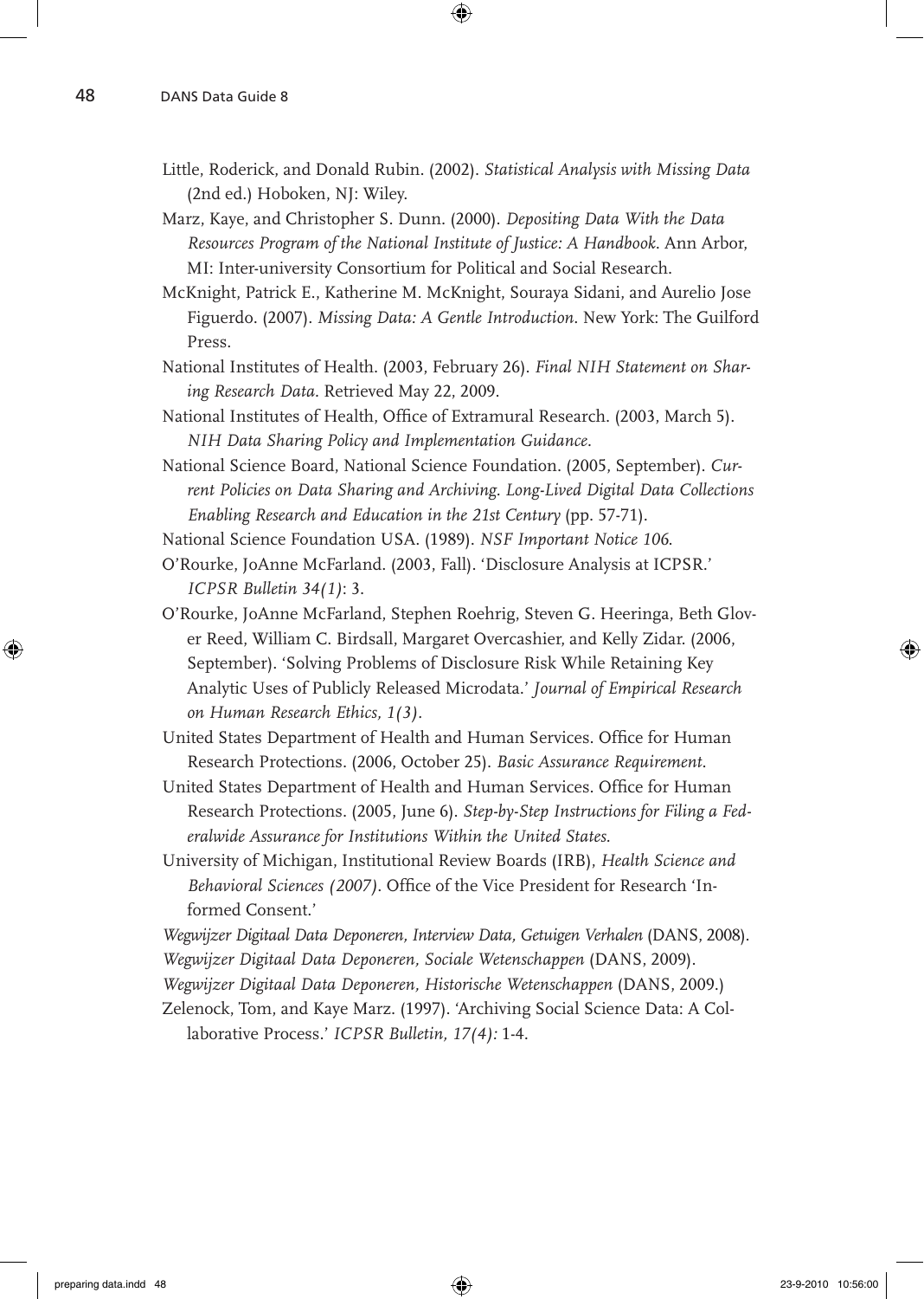Little, Roderick, and Donald Rubin. (2002). *Statistical Analysis with Missing Data* (2nd ed.) Hoboken, NJ: Wiley.

Marz, Kaye, and Christopher S. Dunn. (2000). *Depositing Data With the Data Resources Program of the National Institute of Justice: A Handbook*. Ann Arbor, MI: Inter-university Consortium for Political and Social Research.

McKnight, Patrick E., Katherine M. McKnight, Souraya Sidani, and Aurelio Jose Figuerdo. (2007). *Missing Data: A Gentle Introduction*. New York: The Guilford Press.

National Institutes of Health. (2003, February 26). *Final NIH Statement on Sharing Research Data*. Retrieved May 22, 2009.

National Institutes of Health, Office of Extramural Research. (2003, March 5). *NIH Data Sharing Policy and Implementation Guidance*.

National Science Board, National Science Foundation. (2005, September). *Current Policies on Data Sharing and Archiving. Long-Lived Digital Data Collections Enabling Research and Education in the 21st Century* (pp. 57-71).

National Science Foundation USA. (1989). *NSF Important Notice 106*.

O'Rourke, JoAnne McFarland. (2003, Fall). 'Disclosure Analysis at ICPSR.' *ICPSR Bulletin 34(1)*: 3.

O'Rourke, JoAnne McFarland, Stephen Roehrig, Steven G. Heeringa, Beth Glover Reed, William C. Birdsall, Margaret Overcashier, and Kelly Zidar. (2006, September). 'Solving Problems of Disclosure Risk While Retaining Key Analytic Uses of Publicly Released Microdata.' *Journal of Empirical Research on Human Research Ethics, 1(3)*.

United States Department of Health and Human Services. Office for Human Research Protections. (2006, October 25). *Basic Assurance Requirement*.

United States Department of Health and Human Services. Office for Human Research Protections. (2005, June 6). *Step-by-Step Instructions for Filing a Federalwide Assurance for Institutions Within the United States*.

University of Michigan, Institutional Review Boards (IRB), *Health Science and Behavioral Sciences (2007)*. Office of the Vice President for Research 'Informed Consent.'

*Wegwijzer Digitaal Data Deponeren, Interview Data, Getuigen Verhalen* (DANS, 2008).

*Wegwijzer Digitaal Data Deponeren, Sociale Wetenschappen* (DANS, 2009).

*Wegwijzer Digitaal Data Deponeren, Historische Wetenschappen* (DANS, 2009.)

Zelenock, Tom, and Kaye Marz. (1997). 'Archiving Social Science Data: A Collaborative Process.' *ICPSR Bulletin, 17(4)*: 1-4.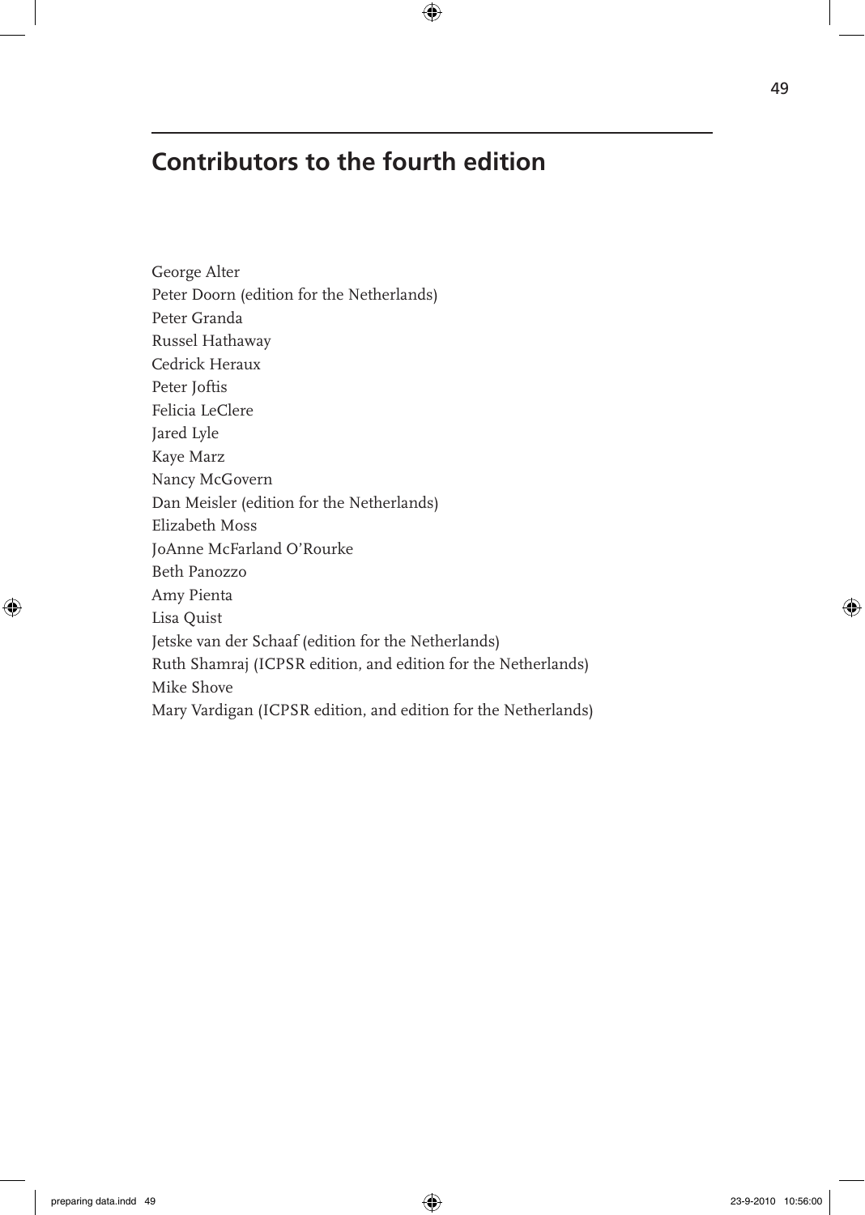## Contributors to the fourth edition

George Alter
Peter Doorn (edition for the Netherlands)
Peter Granda
Russel Hathaway
Cedrick Heraux
Peter Joftis
Felicia LeClere
Jared Lyle
Kaye Marz
Nancy McGovern
Dan Meisler (edition for the Netherlands)
Elizabeth Moss
JoAnne McFarland O'Rourke
Beth Panozzo
Amy Pienta
Lisa Quist
Jetske van der Schaaf (edition for the Netherlands)
Ruth Shamraj (ICPSR edition, and edition for the Netherlands)
Mike Shove
Mary Vardigan (ICPSR edition, and edition for the Netherlands)